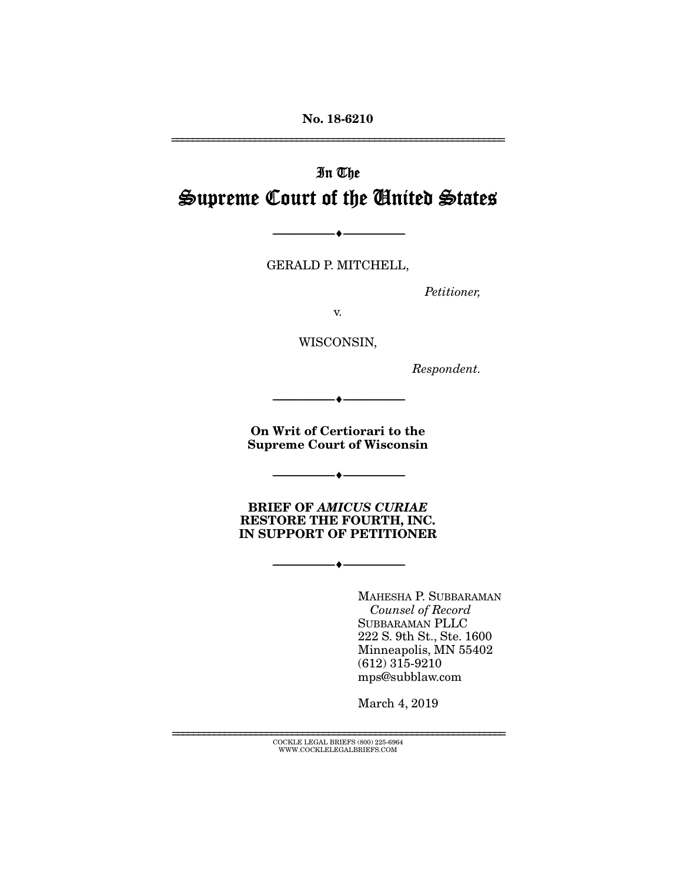No. 18-6210

---

In The

# Supreme Court of the United States

---

GERALD P. MITCHELL,

*Petitioner,*

v.

WISCONSIN,

*Respondent.*

---

**On Writ of Certiorari to the Supreme Court of Wisconsin**

---

**BRIEF OF *AMICUS CURIAE* RESTORE THE FOURTH, INC. IN SUPPORT OF PETITIONER**

---

MAHESHA P. SUBBARAMAN
*Counsel of Record*
SUBBARAMAN PLLC
222 S. 9th St., Ste. 1600
Minneapolis, MN 55402
(612) 315-9210
mps@subblaw.com

March 4, 2019

---

COCKLE LEGAL BRIEFS (800) 225-6964
WWW.COCKLELEGALBRIEFS.COM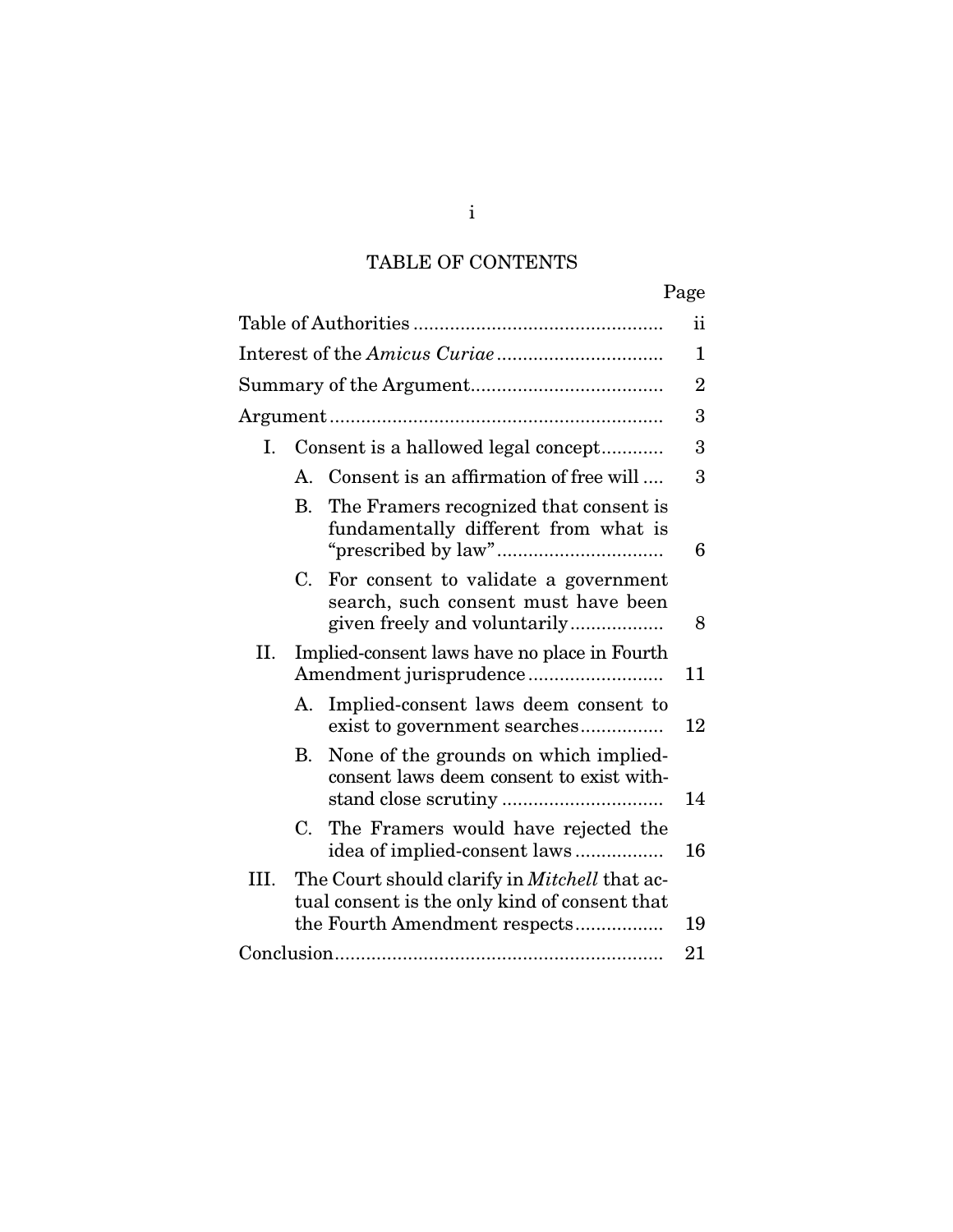# TABLE OF CONTENTS

| | Page |
|---|---|
| Table of Authorities | ii |
| Interest of the *Amicus Curiae* | 1 |
| Summary of the Argument | 2 |
| Argument | 3 |
| I. Consent is a hallowed legal concept | 3 |
| A. Consent is an affirmation of free will | 3 |
| B. The Framers recognized that consent is fundamentally different from what is "prescribed by law" | 6 |
| C. For consent to validate a government search, such consent must have been given freely and voluntarily | 8 |
| II. Implied-consent laws have no place in Fourth Amendment jurisprudence | 11 |
| A. Implied-consent laws deem consent to exist to government searches | 12 |
| B. None of the grounds on which implied-consent laws deem consent to exist withstand close scrutiny | 14 |
| C. The Framers would have rejected the idea of implied-consent laws | 16 |
| III. The Court should clarify in *Mitchell* that actual consent is the only kind of consent that the Fourth Amendment respects | 19 |
| Conclusion | 21 |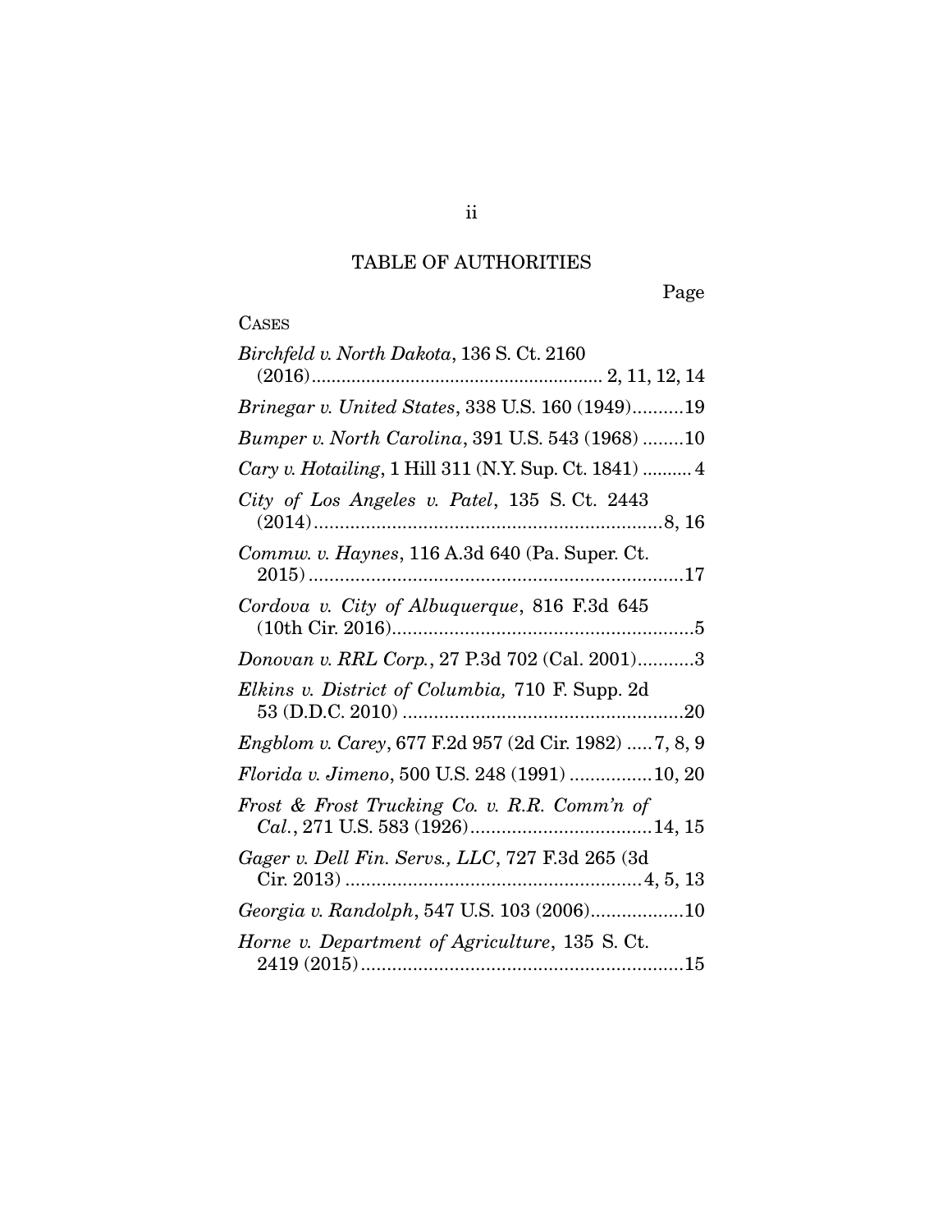# TABLE OF AUTHORITIES

Page

CASES

*Birchfeld v. North Dakota*, 136 S. Ct. 2160 (2016).......................................................... 2, 11, 12, 14

*Brinegar v. United States*, 338 U.S. 160 (1949)..........19

*Bumper v. North Carolina*, 391 U.S. 543 (1968) ........10

*Cary v. Hotailing*, 1 Hill 311 (N.Y. Sup. Ct. 1841) .......... 4

*City of Los Angeles v. Patel*, 135 S. Ct. 2443 (2014)....................................................................8, 16

*Commw. v. Haynes*, 116 A.3d 640 (Pa. Super. Ct. 2015) ........................................................................17

*Cordova v. City of Albuquerque*, 816 F.3d 645 (10th Cir. 2016)..........................................................5

*Donovan v. RRL Corp.*, 27 P.3d 702 (Cal. 2001)...........3

*Elkins v. District of Columbia,* 710 F. Supp. 2d 53 (D.D.C. 2010) ......................................................20

*Engblom v. Carey*, 677 F.2d 957 (2d Cir. 1982) .....7, 8, 9

*Florida v. Jimeno*, 500 U.S. 248 (1991) ................10, 20

*Frost & Frost Trucking Co. v. R.R. Comm'n of Cal.*, 271 U.S. 583 (1926)...................................14, 15

*Gager v. Dell Fin. Servs., LLC*, 727 F.3d 265 (3d Cir. 2013) .........................................................4, 5, 13

*Georgia v. Randolph*, 547 U.S. 103 (2006)..................10

*Horne v. Department of Agriculture*, 135 S. Ct. 2419 (2015)..............................................................15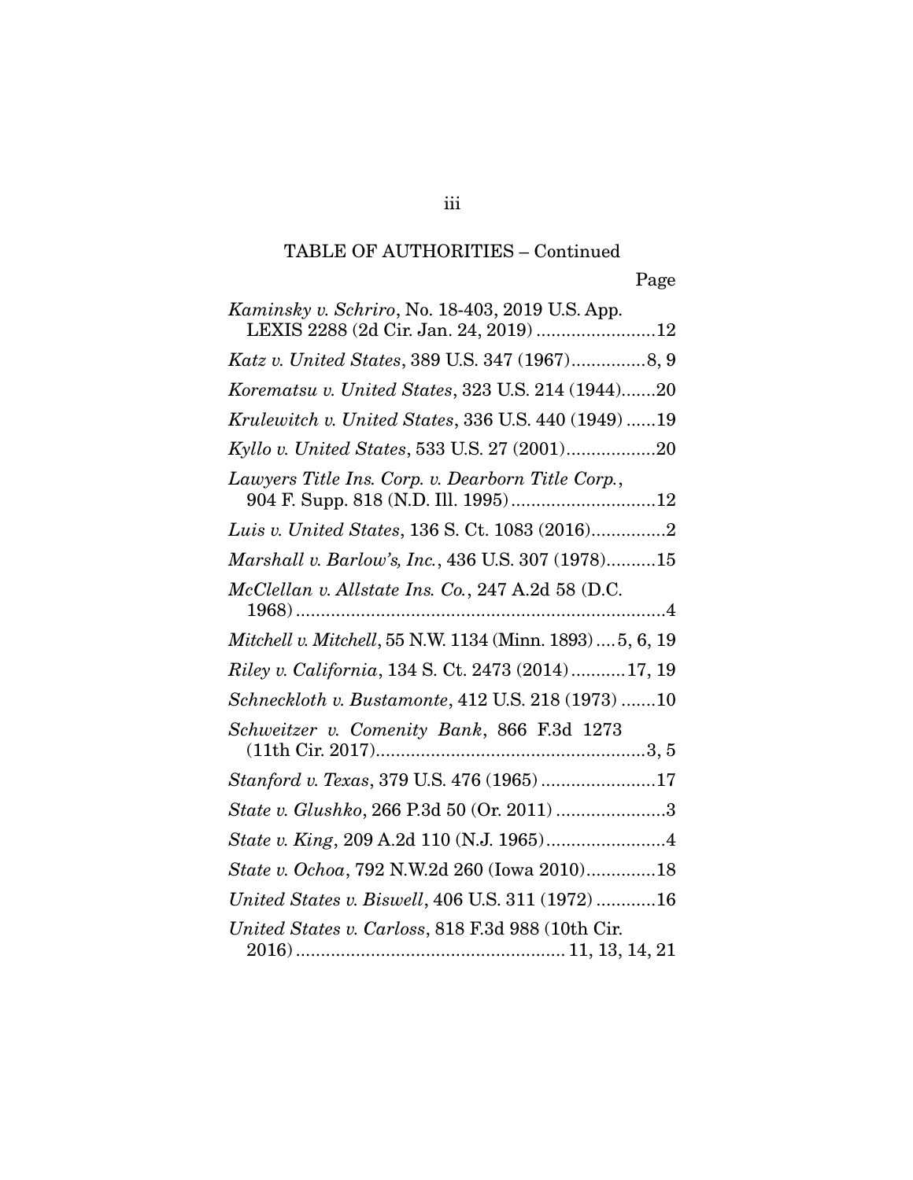## TABLE OF AUTHORITIES – Continued

Page

*Kaminsky v. Schriro*, No. 18-403, 2019 U.S. App. LEXIS 2288 (2d Cir. Jan. 24, 2019) ........................12

*Katz v. United States*, 389 U.S. 347 (1967)...............8, 9

*Korematsu v. United States*, 323 U.S. 214 (1944).......20

*Krulewitch v. United States*, 336 U.S. 440 (1949) ......19

*Kyllo v. United States*, 533 U.S. 27 (2001)..................20

*Lawyers Title Ins. Corp. v. Dearborn Title Corp.*, 904 F. Supp. 818 (N.D. Ill. 1995) .............................12

*Luis v. United States*, 136 S. Ct. 1083 (2016)...............2

*Marshall v. Barlow's, Inc.*, 436 U.S. 307 (1978)..........15

*McClellan v. Allstate Ins. Co.*, 247 A.2d 58 (D.C. 1968) ..........................................................................4

*Mitchell v. Mitchell*, 55 N.W. 1134 (Minn. 1893) ....5, 6, 19

*Riley v. California*, 134 S. Ct. 2473 (2014) ...........17, 19

*Schneckloth v. Bustamonte*, 412 U.S. 218 (1973) .......10

*Schweitzer v. Comenity Bank*, 866 F.3d 1273 (11th Cir. 2017)......................................................3, 5

*Stanford v. Texas*, 379 U.S. 476 (1965) .......................17

*State v. Glushko*, 266 P.3d 50 (Or. 2011) ......................3

*State v. King*, 209 A.2d 110 (N.J. 1965)........................4

*State v. Ochoa*, 792 N.W.2d 260 (Iowa 2010)..............18

*United States v. Biswell*, 406 U.S. 311 (1972) ............16

*United States v. Carloss*, 818 F.3d 988 (10th Cir. 2016) ...................................................... 11, 13, 14, 21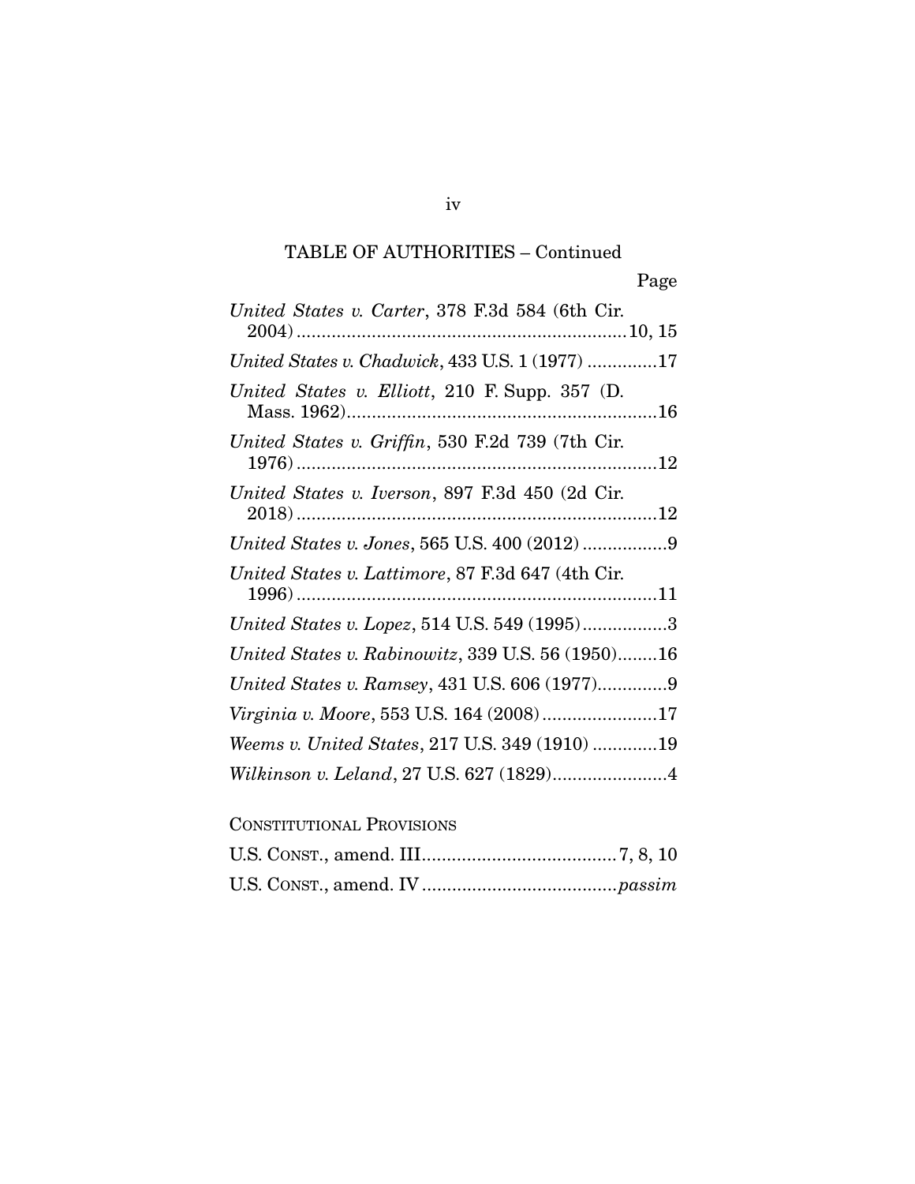TABLE OF AUTHORITIES – Continued

Page

*United States v. Carter*, 378 F.3d 584 (6th Cir. 2004) .................................................................10, 15

*United States v. Chadwick*, 433 U.S. 1 (1977) ..............17

*United States v. Elliott*, 210 F. Supp. 357 (D. Mass. 1962)..............................................................16

*United States v. Griffin*, 530 F.2d 739 (7th Cir. 1976) ........................................................................12

*United States v. Iverson*, 897 F.3d 450 (2d Cir. 2018) ........................................................................12

*United States v. Jones*, 565 U.S. 400 (2012) .................9

*United States v. Lattimore*, 87 F.3d 647 (4th Cir. 1996) ........................................................................11

*United States v. Lopez*, 514 U.S. 549 (1995).................3

*United States v. Rabinowitz*, 339 U.S. 56 (1950)........16

*United States v. Ramsey*, 431 U.S. 606 (1977)..............9

*Virginia v. Moore*, 553 U.S. 164 (2008).......................17

*Weems v. United States*, 217 U.S. 349 (1910) .............19

*Wilkinson v. Leland*, 27 U.S. 627 (1829).......................4

CONSTITUTIONAL PROVISIONS

U.S. CONST., amend. III.......................................7, 8, 10

U.S. CONST., amend. IV .......................................*passim*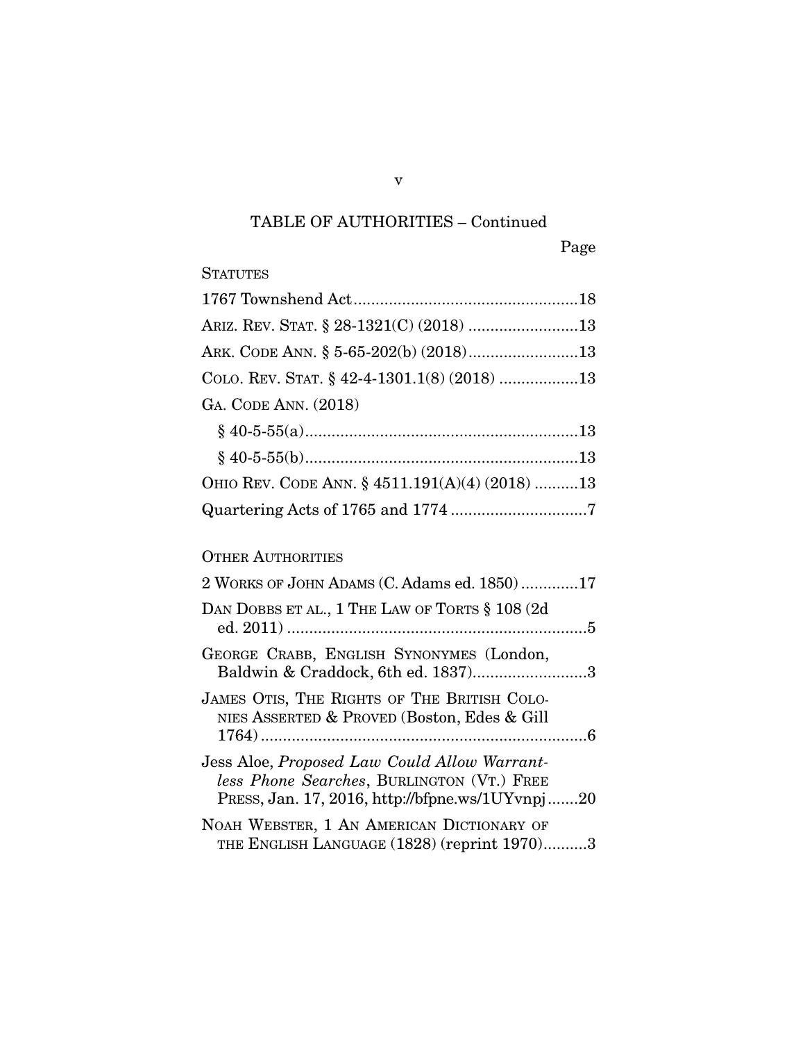## TABLE OF AUTHORITIES – Continued

Page

**STATUTES**

1767 Townshend Act....................................................18

ARIZ. REV. STAT. § 28-1321(C) (2018) .........................13

ARK. CODE ANN. § 5-65-202(b) (2018).........................13

COLO. REV. STAT. § 42-4-1301.1(8) (2018) ..................13

GA. CODE ANN. (2018)

§ 40-5-55(a)...............................................................13

§ 40-5-55(b)...............................................................13

OHIO REV. CODE ANN. § 4511.191(A)(4) (2018) ..........13

Quartering Acts of 1765 and 1774 ...............................7

**OTHER AUTHORITIES**

2 WORKS OF JOHN ADAMS (C. Adams ed. 1850) .............17

DAN DOBBS ET AL., 1 THE LAW OF TORTS § 108 (2d ed. 2011) .....................................................................5

GEORGE CRABB, ENGLISH SYNONYMES (London, Baldwin & Craddock, 6th ed. 1837)..........................3

JAMES OTIS, THE RIGHTS OF THE BRITISH COLONIES ASSERTED & PROVED (Boston, Edes & Gill 1764) ...........................................................................6

Jess Aloe, *Proposed Law Could Allow Warrantless Phone Searches*, BURLINGTON (VT.) FREE PRESS, Jan. 17, 2016, http://bfpne.ws/1UYvnpj.......20

NOAH WEBSTER, 1 AN AMERICAN DICTIONARY OF THE ENGLISH LANGUAGE (1828) (reprint 1970)..........3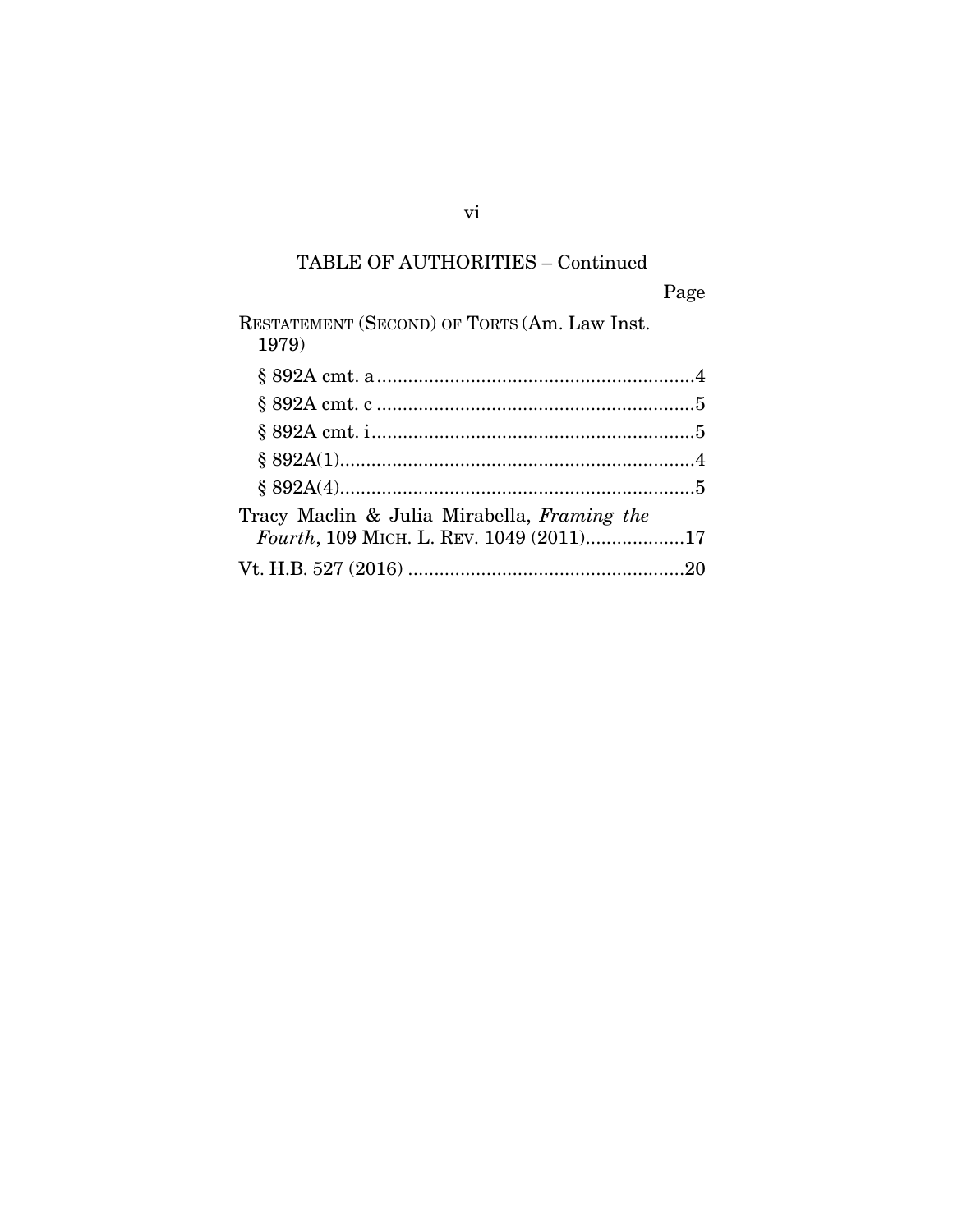## TABLE OF AUTHORITIES – Continued

Page

RESTATEMENT (SECOND) OF TORTS (Am. Law Inst. 1979)

§ 892A cmt. a .............................................................4

§ 892A cmt. c .............................................................5

§ 892A cmt. i ..............................................................5

§ 892A(1)....................................................................4

§ 892A(4)....................................................................5

Tracy Maclin & Julia Mirabella, *Framing the Fourth*, 109 MICH. L. REV. 1049 (2011)...................17

Vt. H.B. 527 (2016) .....................................................20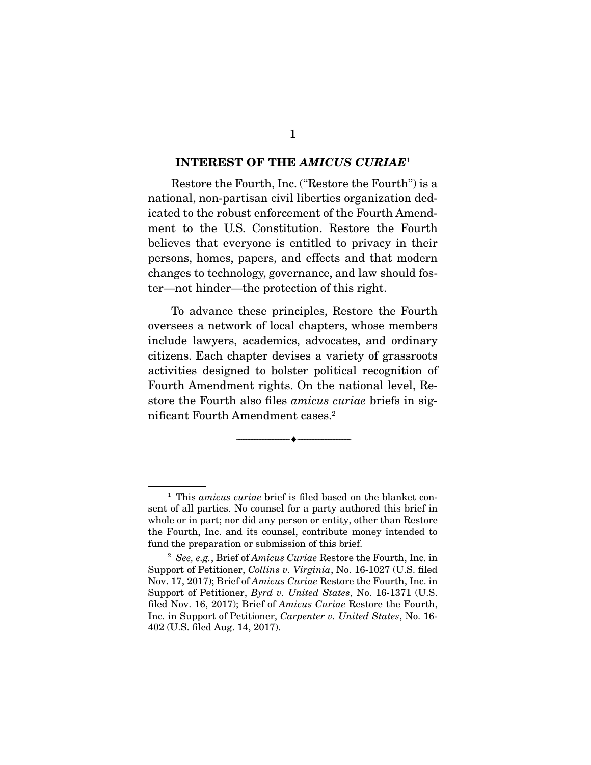## INTEREST OF THE *AMICUS CURIAE*[1]

Restore the Fourth, Inc. ("Restore the Fourth") is a national, non-partisan civil liberties organization dedicated to the robust enforcement of the Fourth Amendment to the U.S. Constitution. Restore the Fourth believes that everyone is entitled to privacy in their persons, homes, papers, and effects and that modern changes to technology, governance, and law should foster—not hinder—the protection of this right.

To advance these principles, Restore the Fourth oversees a network of local chapters, whose members include lawyers, academics, advocates, and ordinary citizens. Each chapter devises a variety of grassroots activities designed to bolster political recognition of Fourth Amendment rights. On the national level, Restore the Fourth also files *amicus curiae* briefs in significant Fourth Amendment cases.[2]

---

[1] This *amicus curiae* brief is filed based on the blanket consent of all parties. No counsel for a party authored this brief in whole or in part; nor did any person or entity, other than Restore the Fourth, Inc. and its counsel, contribute money intended to fund the preparation or submission of this brief.

[2] *See, e.g.*, Brief of *Amicus Curiae* Restore the Fourth, Inc. in Support of Petitioner, *Collins v. Virginia*, No. 16-1027 (U.S. filed Nov. 17, 2017); Brief of *Amicus Curiae* Restore the Fourth, Inc. in Support of Petitioner, *Byrd v. United States*, No. 16-1371 (U.S. filed Nov. 16, 2017); Brief of *Amicus Curiae* Restore the Fourth, Inc. in Support of Petitioner, *Carpenter v. United States*, No. 16-402 (U.S. filed Aug. 14, 2017).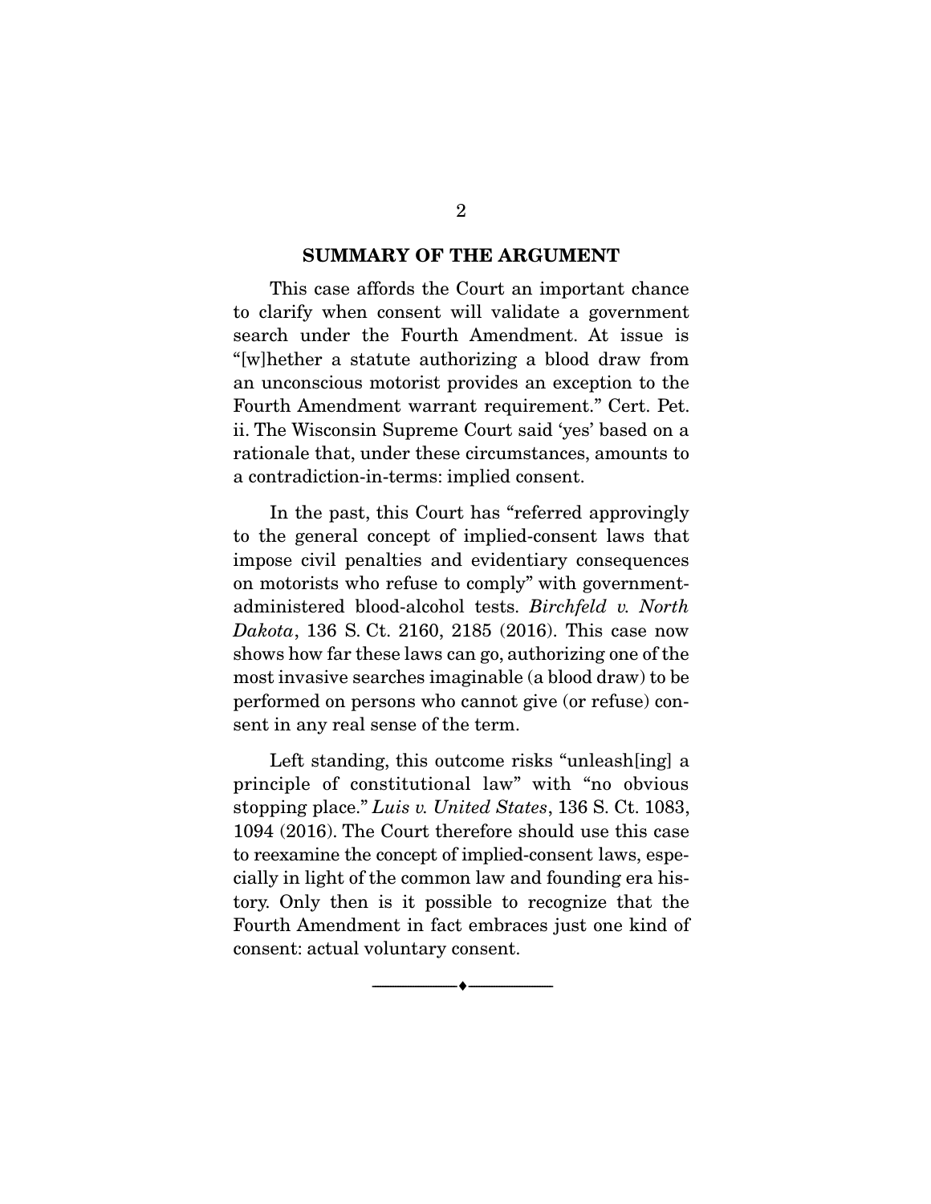## SUMMARY OF THE ARGUMENT

This case affords the Court an important chance to clarify when consent will validate a government search under the Fourth Amendment. At issue is "[w]hether a statute authorizing a blood draw from an unconscious motorist provides an exception to the Fourth Amendment warrant requirement." Cert. Pet. ii. The Wisconsin Supreme Court said 'yes' based on a rationale that, under these circumstances, amounts to a contradiction-in-terms: implied consent.

In the past, this Court has "referred approvingly to the general concept of implied-consent laws that impose civil penalties and evidentiary consequences on motorists who refuse to comply" with government-administered blood-alcohol tests. *Birchfeld v. North Dakota*, 136 S. Ct. 2160, 2185 (2016). This case now shows how far these laws can go, authorizing one of the most invasive searches imaginable (a blood draw) to be performed on persons who cannot give (or refuse) consent in any real sense of the term.

Left standing, this outcome risks "unleash[ing] a principle of constitutional law" with "no obvious stopping place." *Luis v. United States*, 136 S. Ct. 1083, 1094 (2016). The Court therefore should use this case to reexamine the concept of implied-consent laws, especially in light of the common law and founding era history. Only then is it possible to recognize that the Fourth Amendment in fact embraces just one kind of consent: actual voluntary consent.

---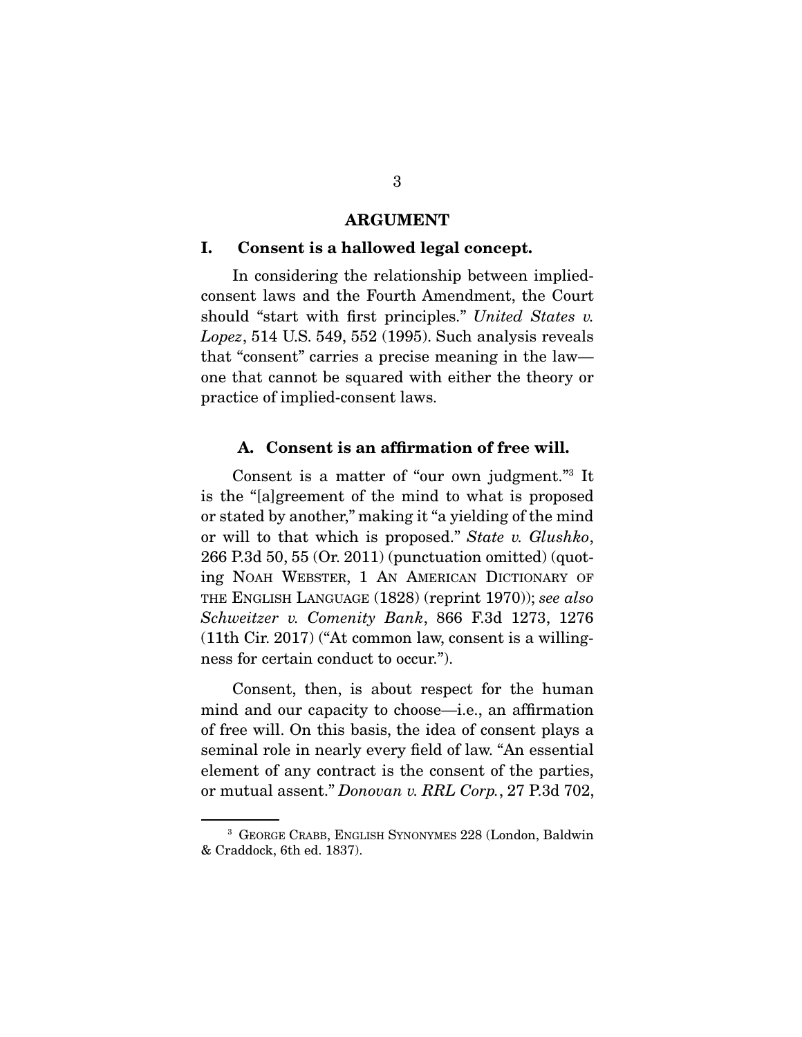# ARGUMENT

## I. Consent is a hallowed legal concept.

In considering the relationship between implied-consent laws and the Fourth Amendment, the Court should "start with first principles." *United States v. Lopez*, 514 U.S. 549, 552 (1995). Such analysis reveals that "consent" carries a precise meaning in the law—one that cannot be squared with either the theory or practice of implied-consent laws.

### A. Consent is an affirmation of free will.

Consent is a matter of "our own judgment."[3] It is the "[a]greement of the mind to what is proposed or stated by another," making it "a yielding of the mind or will to that which is proposed." *State v. Glushko*, 266 P.3d 50, 55 (Or. 2011) (punctuation omitted) (quoting NOAH WEBSTER, 1 AN AMERICAN DICTIONARY OF THE ENGLISH LANGUAGE (1828) (reprint 1970)); *see also Schweitzer v. Comenity Bank*, 866 F.3d 1273, 1276 (11th Cir. 2017) ("At common law, consent is a willingness for certain conduct to occur.").

Consent, then, is about respect for the human mind and our capacity to choose—i.e., an affirmation of free will. On this basis, the idea of consent plays a seminal role in nearly every field of law. "An essential element of any contract is the consent of the parties, or mutual assent." *Donovan v. RRL Corp.*, 27 P.3d 702,

[3] GEORGE CRABB, ENGLISH SYNONYMES 228 (London, Baldwin & Craddock, 6th ed. 1837).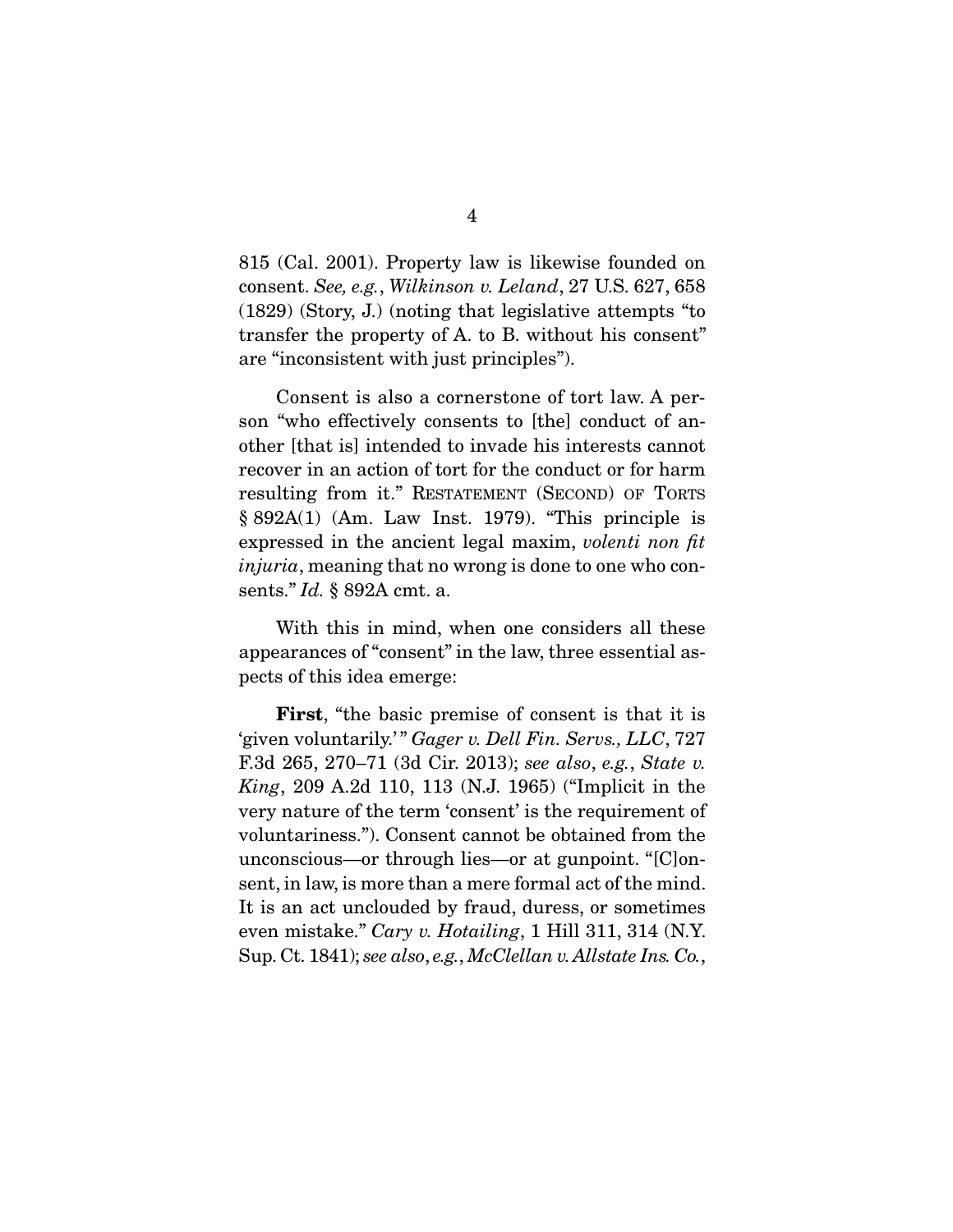815 (Cal. 2001). Property law is likewise founded on consent. *See, e.g.*, *Wilkinson v. Leland*, 27 U.S. 627, 658 (1829) (Story, J.) (noting that legislative attempts "to transfer the property of A. to B. without his consent" are "inconsistent with just principles").

Consent is also a cornerstone of tort law. A person "who effectively consents to [the] conduct of another [that is] intended to invade his interests cannot recover in an action of tort for the conduct or for harm resulting from it." RESTATEMENT (SECOND) OF TORTS § 892A(1) (Am. Law Inst. 1979). "This principle is expressed in the ancient legal maxim, *volenti non fit injuria*, meaning that no wrong is done to one who consents." *Id.* § 892A cmt. a.

With this in mind, when one considers all these appearances of "consent" in the law, three essential aspects of this idea emerge:

**First**, "the basic premise of consent is that it is 'given voluntarily.'" *Gager v. Dell Fin. Servs., LLC*, 727 F.3d 265, 270–71 (3d Cir. 2013); *see also*, *e.g.*, *State v. King*, 209 A.2d 110, 113 (N.J. 1965) ("Implicit in the very nature of the term 'consent' is the requirement of voluntariness."). Consent cannot be obtained from the unconscious—or through lies—or at gunpoint. "[C]onsent, in law, is more than a mere formal act of the mind. It is an act unclouded by fraud, duress, or sometimes even mistake." *Cary v. Hotailing*, 1 Hill 311, 314 (N.Y. Sup. Ct. 1841); *see also*, *e.g.*, *McClellan v. Allstate Ins. Co.*,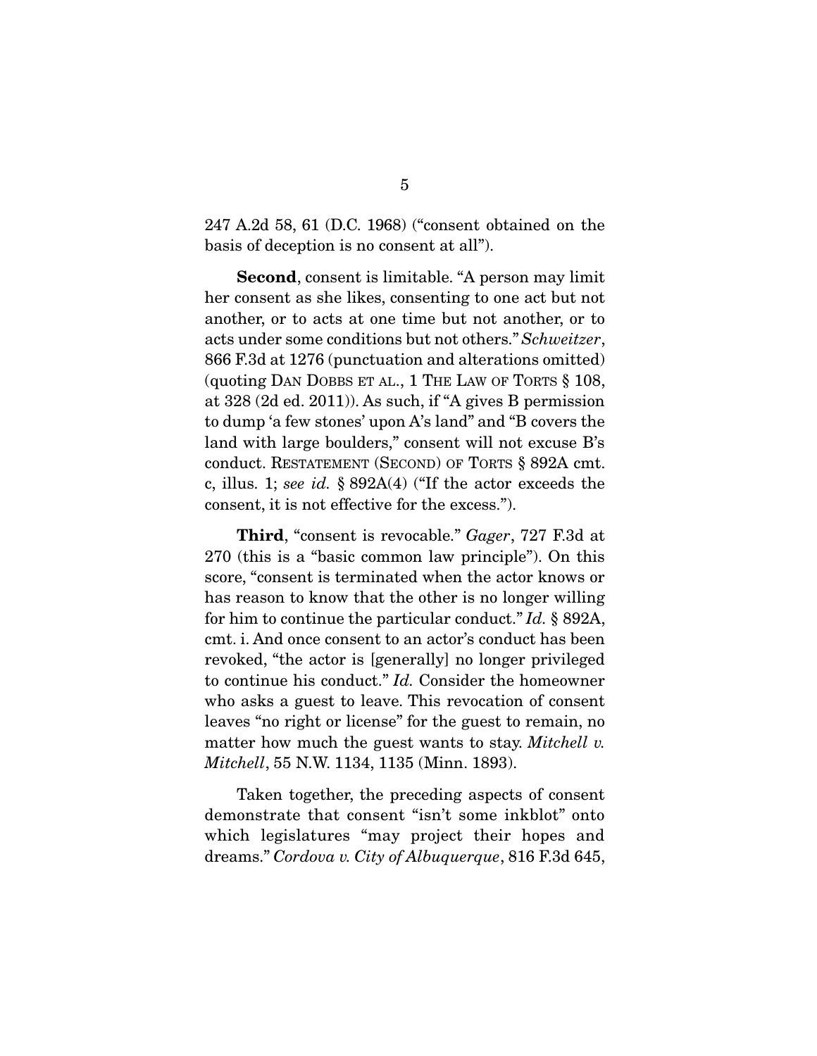247 A.2d 58, 61 (D.C. 1968) ("consent obtained on the basis of deception is no consent at all").

**Second**, consent is limitable. "A person may limit her consent as she likes, consenting to one act but not another, or to acts at one time but not another, or to acts under some conditions but not others." *Schweitzer*, 866 F.3d at 1276 (punctuation and alterations omitted) (quoting DAN DOBBS ET AL., 1 THE LAW OF TORTS § 108, at 328 (2d ed. 2011)). As such, if "A gives B permission to dump 'a few stones' upon A's land" and "B covers the land with large boulders," consent will not excuse B's conduct. RESTATEMENT (SECOND) OF TORTS § 892A cmt. c, illus. 1; *see id.* § 892A(4) ("If the actor exceeds the consent, it is not effective for the excess.").

**Third**, "consent is revocable." *Gager*, 727 F.3d at 270 (this is a "basic common law principle"). On this score, "consent is terminated when the actor knows or has reason to know that the other is no longer willing for him to continue the particular conduct." *Id.* § 892A, cmt. i. And once consent to an actor's conduct has been revoked, "the actor is [generally] no longer privileged to continue his conduct." *Id.* Consider the homeowner who asks a guest to leave. This revocation of consent leaves "no right or license" for the guest to remain, no matter how much the guest wants to stay. *Mitchell v. Mitchell*, 55 N.W. 1134, 1135 (Minn. 1893).

Taken together, the preceding aspects of consent demonstrate that consent "isn't some inkblot" onto which legislatures "may project their hopes and dreams." *Cordova v. City of Albuquerque*, 816 F.3d 645,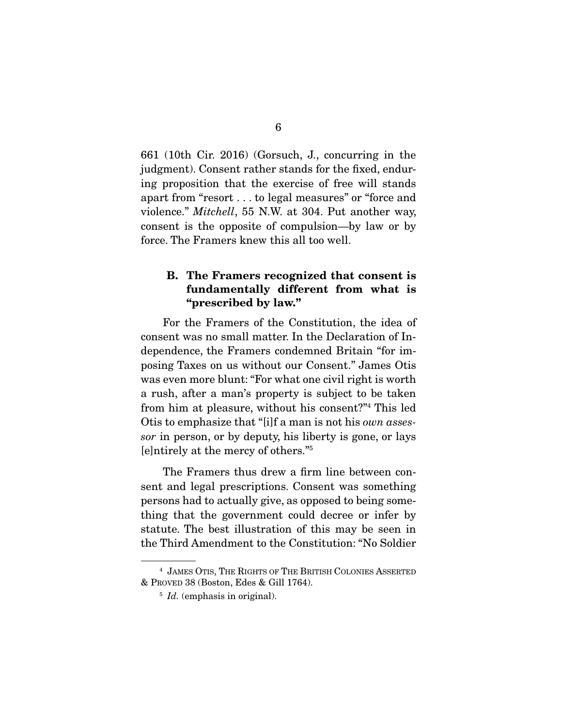661 (10th Cir. 2016) (Gorsuch, J., concurring in the judgment). Consent rather stands for the fixed, enduring proposition that the exercise of free will stands apart from "resort . . . to legal measures" or "force and violence." *Mitchell*, 55 N.W. at 304. Put another way, consent is the opposite of compulsion—by law or by force. The Framers knew this all too well.

### B. The Framers recognized that consent is fundamentally different from what is "prescribed by law."

For the Framers of the Constitution, the idea of consent was no small matter. In the Declaration of Independence, the Framers condemned Britain "for imposing Taxes on us without our Consent." James Otis was even more blunt: "For what one civil right is worth a rush, after a man's property is subject to be taken from him at pleasure, without his consent?"[4] This led Otis to emphasize that "[i]f a man is not his *own assessor* in person, or by deputy, his liberty is gone, or lays [e]ntirely at the mercy of others."[5]

The Framers thus drew a firm line between consent and legal prescriptions. Consent was something persons had to actually give, as opposed to being something that the government could decree or infer by statute. The best illustration of this may be seen in the Third Amendment to the Constitution: "No Soldier

---

[4] JAMES OTIS, THE RIGHTS OF THE BRITISH COLONIES ASSERTED & PROVED 38 (Boston, Edes & Gill 1764).

[5] *Id.* (emphasis in original).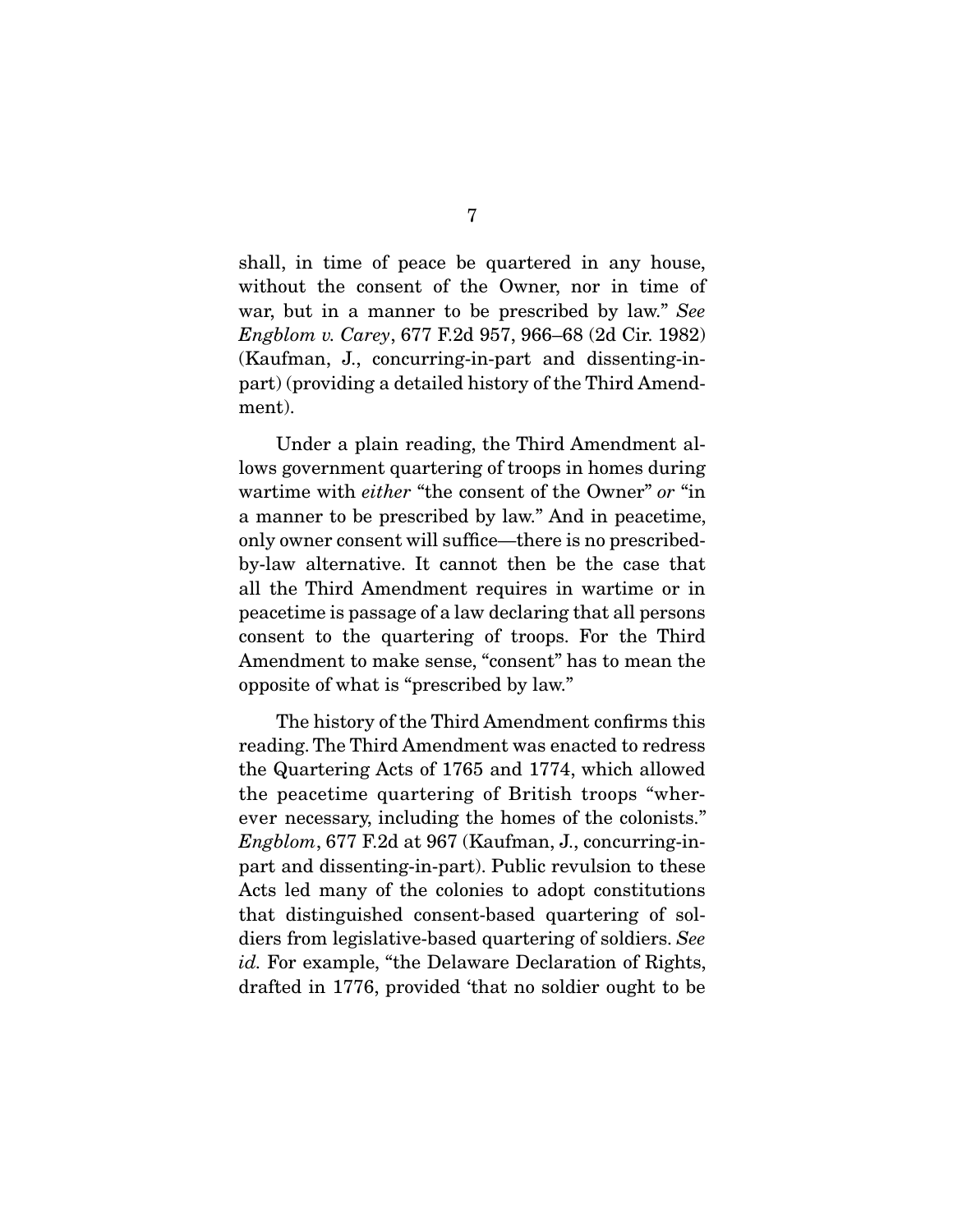shall, in time of peace be quartered in any house, without the consent of the Owner, nor in time of war, but in a manner to be prescribed by law." *See Engblom v. Carey*, 677 F.2d 957, 966–68 (2d Cir. 1982) (Kaufman, J., concurring-in-part and dissenting-in-part) (providing a detailed history of the Third Amendment).

Under a plain reading, the Third Amendment allows government quartering of troops in homes during wartime with *either* "the consent of the Owner" *or* "in a manner to be prescribed by law." And in peacetime, only owner consent will suffice—there is no prescribed-by-law alternative. It cannot then be the case that all the Third Amendment requires in wartime or in peacetime is passage of a law declaring that all persons consent to the quartering of troops. For the Third Amendment to make sense, "consent" has to mean the opposite of what is "prescribed by law."

The history of the Third Amendment confirms this reading. The Third Amendment was enacted to redress the Quartering Acts of 1765 and 1774, which allowed the peacetime quartering of British troops "wherever necessary, including the homes of the colonists." *Engblom*, 677 F.2d at 967 (Kaufman, J., concurring-in-part and dissenting-in-part). Public revulsion to these Acts led many of the colonies to adopt constitutions that distinguished consent-based quartering of soldiers from legislative-based quartering of soldiers. *See id.* For example, "the Delaware Declaration of Rights, drafted in 1776, provided 'that no soldier ought to be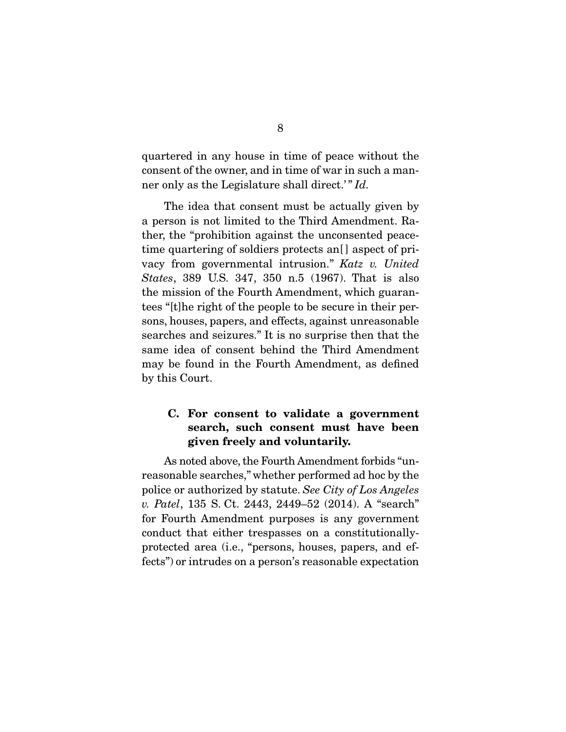quartered in any house in time of peace without the consent of the owner, and in time of war in such a manner only as the Legislature shall direct.' " *Id.*

The idea that consent must be actually given by a person is not limited to the Third Amendment. Rather, the "prohibition against the unconsented peacetime quartering of soldiers protects an[] aspect of privacy from governmental intrusion." *Katz v. United States*, 389 U.S. 347, 350 n.5 (1967). That is also the mission of the Fourth Amendment, which guarantees "[t]he right of the people to be secure in their persons, houses, papers, and effects, against unreasonable searches and seizures." It is no surprise then that the same idea of consent behind the Third Amendment may be found in the Fourth Amendment, as defined by this Court.

### C. For consent to validate a government search, such consent must have been given freely and voluntarily.

As noted above, the Fourth Amendment forbids "unreasonable searches," whether performed ad hoc by the police or authorized by statute. *See City of Los Angeles v. Patel*, 135 S. Ct. 2443, 2449–52 (2014). A "search" for Fourth Amendment purposes is any government conduct that either trespasses on a constitutionally-protected area (i.e., "persons, houses, papers, and effects") or intrudes on a person's reasonable expectation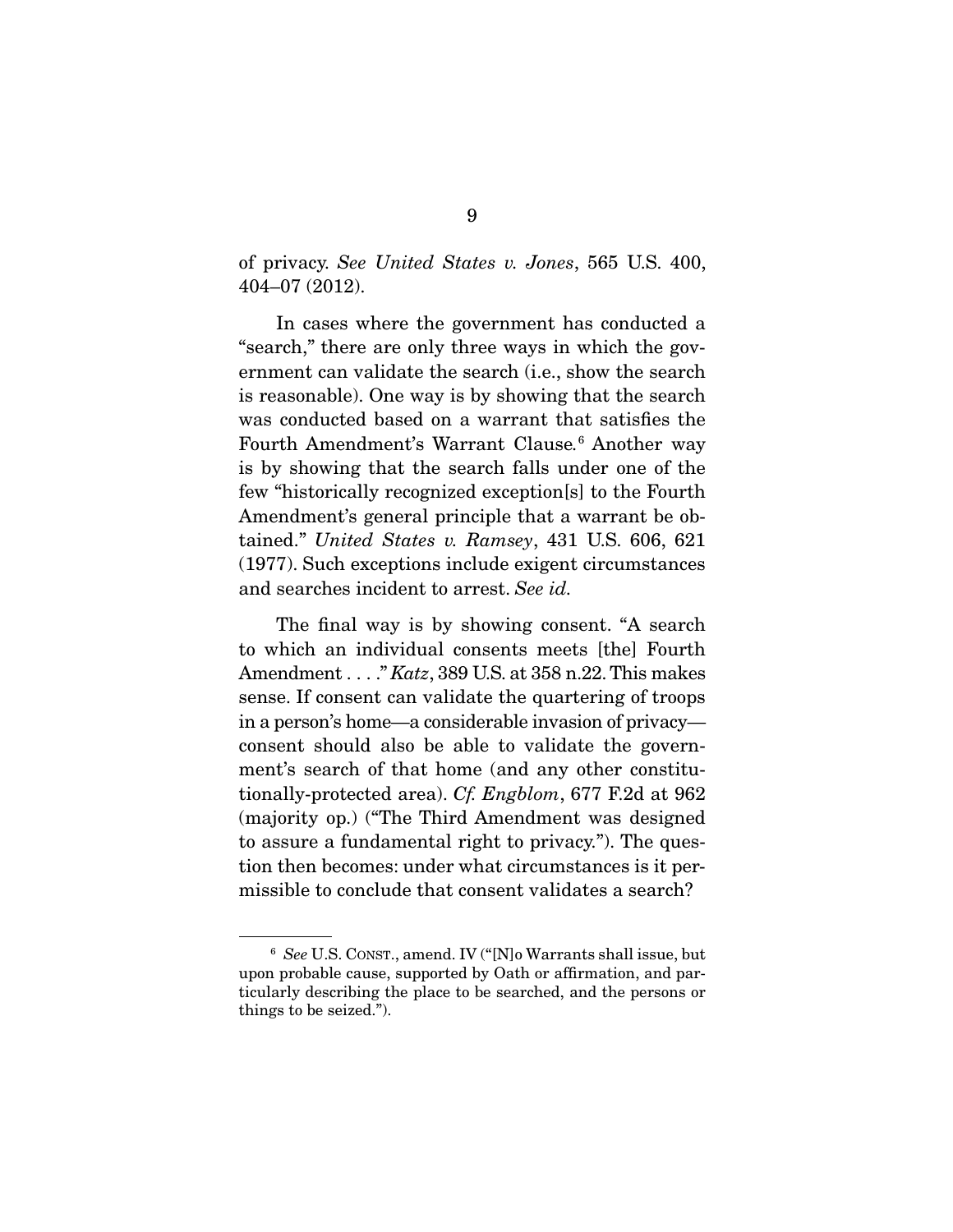of privacy. *See United States v. Jones*, 565 U.S. 400, 404–07 (2012).

In cases where the government has conducted a "search," there are only three ways in which the government can validate the search (i.e., show the search is reasonable). One way is by showing that the search was conducted based on a warrant that satisfies the Fourth Amendment's Warrant Clause.[6] Another way is by showing that the search falls under one of the few "historically recognized exception[s] to the Fourth Amendment's general principle that a warrant be obtained." *United States v. Ramsey*, 431 U.S. 606, 621 (1977). Such exceptions include exigent circumstances and searches incident to arrest. *See id.*

The final way is by showing consent. "A search to which an individual consents meets [the] Fourth Amendment . . . ." *Katz*, 389 U.S. at 358 n.22. This makes sense. If consent can validate the quartering of troops in a person's home—a considerable invasion of privacy—consent should also be able to validate the government's search of that home (and any other constitutionally-protected area). *Cf. Engblom*, 677 F.2d at 962 (majority op.) ("The Third Amendment was designed to assure a fundamental right to privacy."). The question then becomes: under what circumstances is it permissible to conclude that consent validates a search?

---

[6] *See* U.S. CONST., amend. IV ("[N]o Warrants shall issue, but upon probable cause, supported by Oath or affirmation, and particularly describing the place to be searched, and the persons or things to be seized.").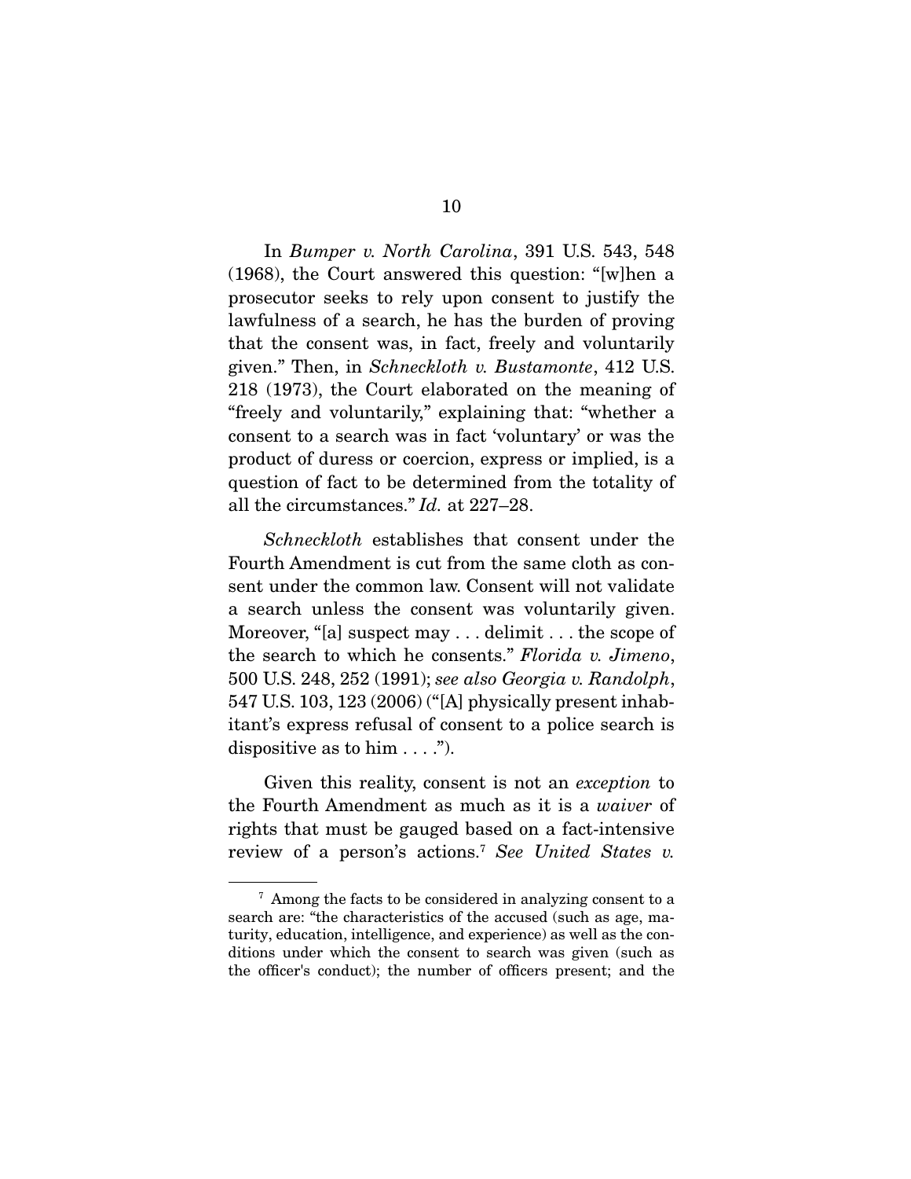In *Bumper v. North Carolina*, 391 U.S. 543, 548 (1968), the Court answered this question: "[w]hen a prosecutor seeks to rely upon consent to justify the lawfulness of a search, he has the burden of proving that the consent was, in fact, freely and voluntarily given." Then, in *Schneckloth v. Bustamonte*, 412 U.S. 218 (1973), the Court elaborated on the meaning of "freely and voluntarily," explaining that: "whether a consent to a search was in fact 'voluntary' or was the product of duress or coercion, express or implied, is a question of fact to be determined from the totality of all the circumstances." *Id.* at 227–28.

*Schneckloth* establishes that consent under the Fourth Amendment is cut from the same cloth as consent under the common law. Consent will not validate a search unless the consent was voluntarily given. Moreover, "[a] suspect may . . . delimit . . . the scope of the search to which he consents." *Florida v. Jimeno*, 500 U.S. 248, 252 (1991); *see also Georgia v. Randolph*, 547 U.S. 103, 123 (2006) ("[A] physically present inhabitant's express refusal of consent to a police search is dispositive as to him . . . .").

Given this reality, consent is not an *exception* to the Fourth Amendment as much as it is a *waiver* of rights that must be gauged based on a fact-intensive review of a person's actions.[7] *See United States v.*

[7] Among the facts to be considered in analyzing consent to a search are: "the characteristics of the accused (such as age, maturity, education, intelligence, and experience) as well as the conditions under which the consent to search was given (such as the officer's conduct); the number of officers present; and the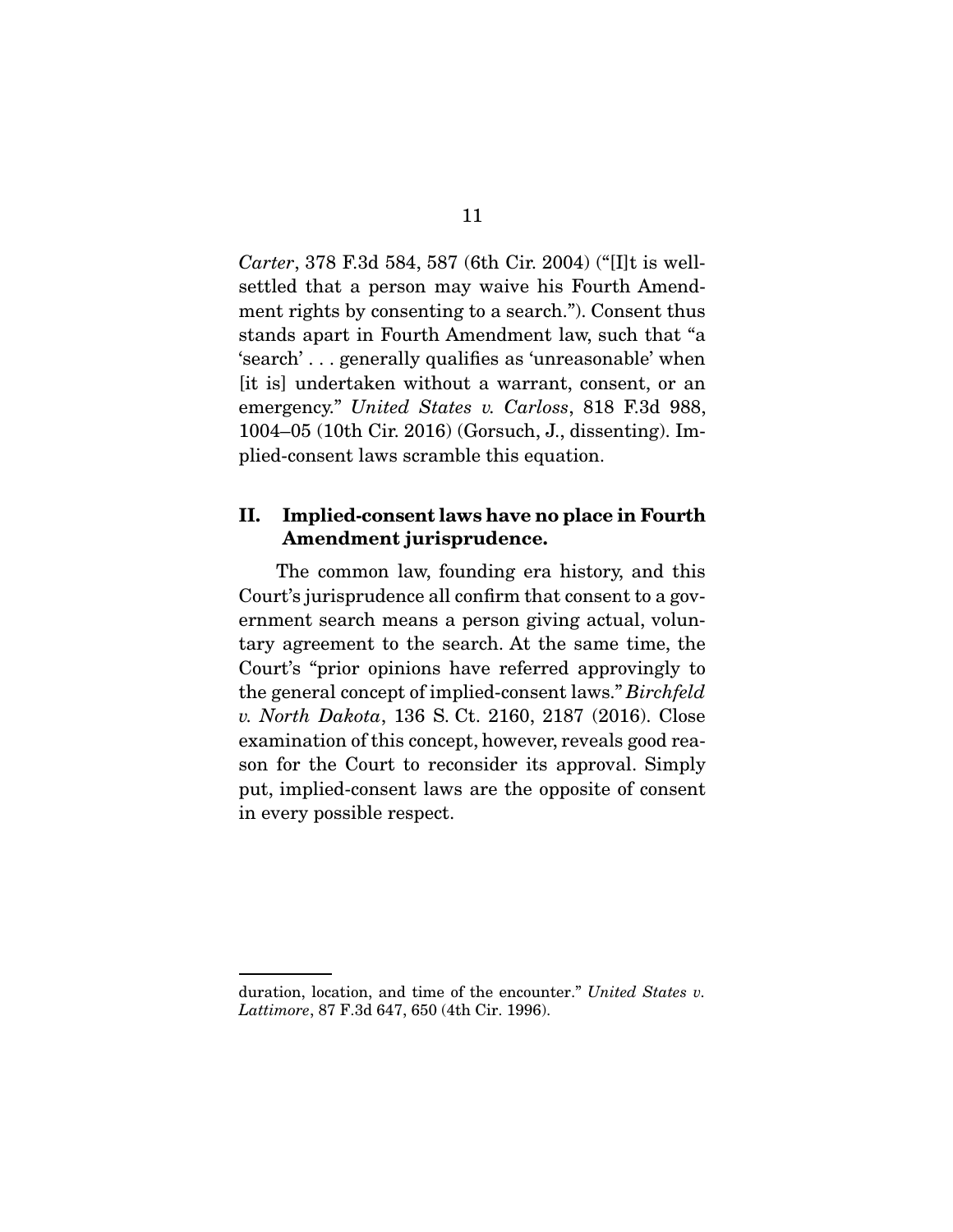*Carter*, 378 F.3d 584, 587 (6th Cir. 2004) ("[I]t is well-settled that a person may waive his Fourth Amendment rights by consenting to a search."). Consent thus stands apart in Fourth Amendment law, such that "a 'search' . . . generally qualifies as 'unreasonable' when [it is] undertaken without a warrant, consent, or an emergency." *United States v. Carloss*, 818 F.3d 988, 1004–05 (10th Cir. 2016) (Gorsuch, J., dissenting). Implied-consent laws scramble this equation.

## II. Implied-consent laws have no place in Fourth Amendment jurisprudence.

The common law, founding era history, and this Court's jurisprudence all confirm that consent to a government search means a person giving actual, voluntary agreement to the search. At the same time, the Court's "prior opinions have referred approvingly to the general concept of implied-consent laws." *Birchfeld v. North Dakota*, 136 S. Ct. 2160, 2187 (2016). Close examination of this concept, however, reveals good reason for the Court to reconsider its approval. Simply put, implied-consent laws are the opposite of consent in every possible respect.

---

duration, location, and time of the encounter." *United States v. Lattimore*, 87 F.3d 647, 650 (4th Cir. 1996).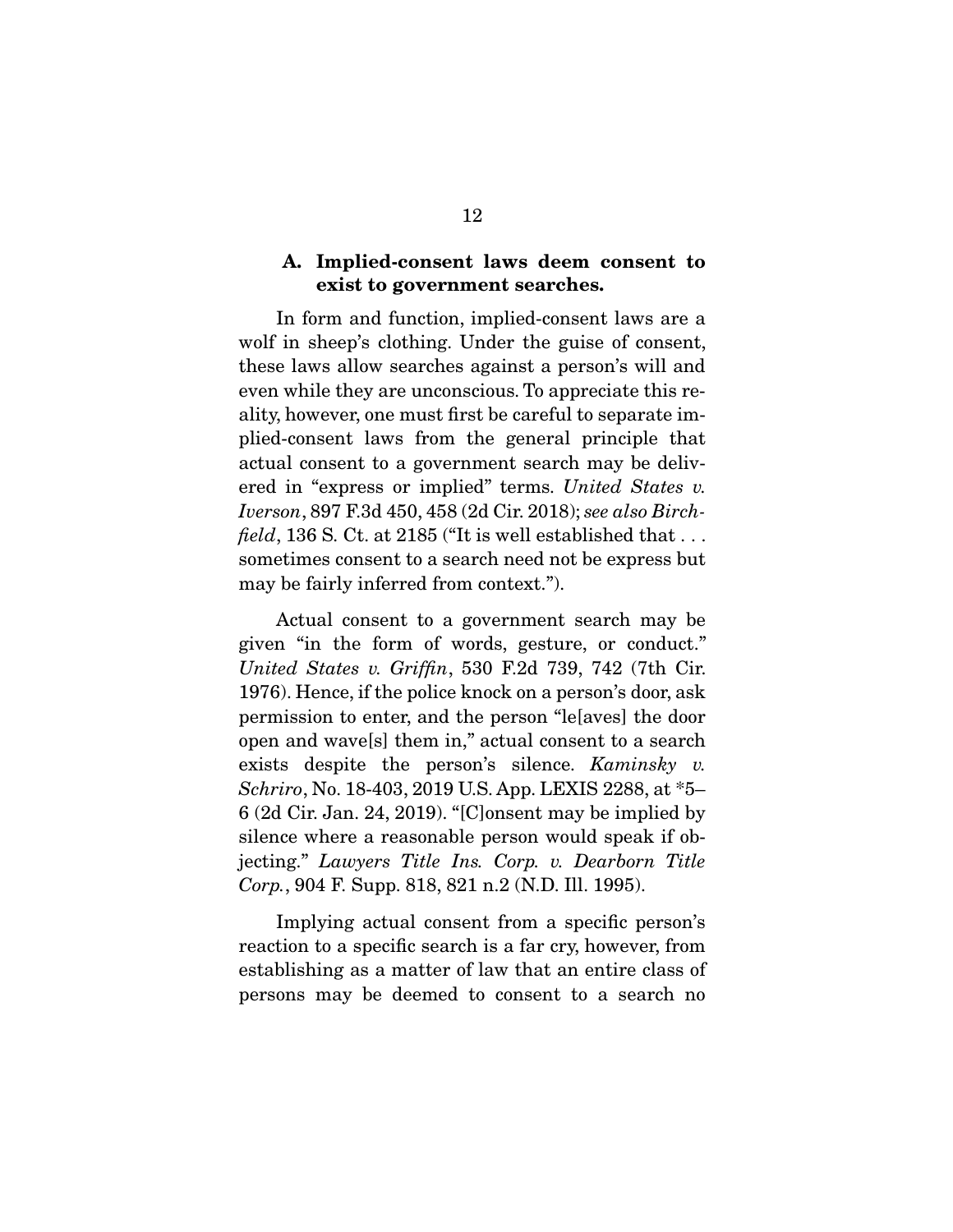### A. Implied-consent laws deem consent to exist to government searches.

In form and function, implied-consent laws are a wolf in sheep's clothing. Under the guise of consent, these laws allow searches against a person's will and even while they are unconscious. To appreciate this reality, however, one must first be careful to separate implied-consent laws from the general principle that actual consent to a government search may be delivered in "express or implied" terms. *United States v. Iverson*, 897 F.3d 450, 458 (2d Cir. 2018); *see also Birchfield*, 136 S. Ct. at 2185 ("It is well established that . . . sometimes consent to a search need not be express but may be fairly inferred from context.").

Actual consent to a government search may be given "in the form of words, gesture, or conduct." *United States v. Griffin*, 530 F.2d 739, 742 (7th Cir. 1976). Hence, if the police knock on a person's door, ask permission to enter, and the person "le[aves] the door open and wave[s] them in," actual consent to a search exists despite the person's silence. *Kaminsky v. Schriro*, No. 18-403, 2019 U.S. App. LEXIS 2288, at *5–6 (2d Cir. Jan. 24, 2019). "[C]onsent may be implied by silence where a reasonable person would speak if objecting." *Lawyers Title Ins. Corp. v. Dearborn Title Corp.*, 904 F. Supp. 818, 821 n.2 (N.D. Ill. 1995).

Implying actual consent from a specific person's reaction to a specific search is a far cry, however, from establishing as a matter of law that an entire class of persons may be deemed to consent to a search no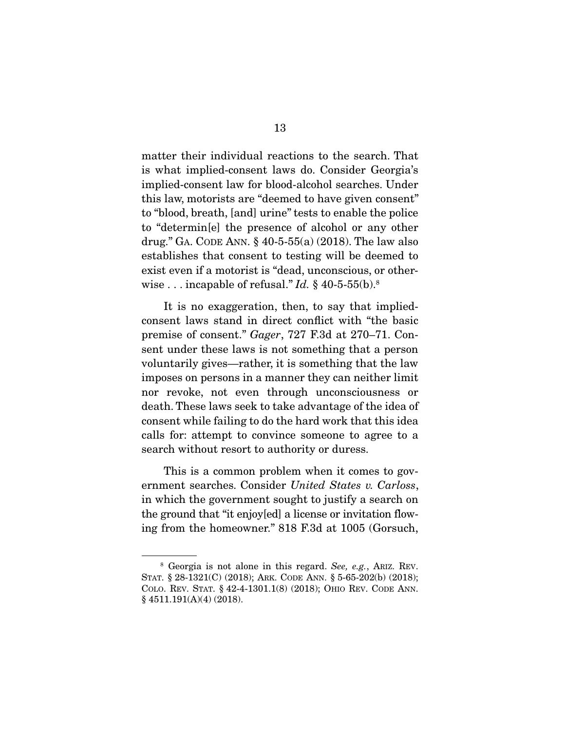matter their individual reactions to the search. That is what implied-consent laws do. Consider Georgia's implied-consent law for blood-alcohol searches. Under this law, motorists are "deemed to have given consent" to "blood, breath, [and] urine" tests to enable the police to "determin[e] the presence of alcohol or any other drug." GA. CODE ANN. § 40-5-55(a) (2018). The law also establishes that consent to testing will be deemed to exist even if a motorist is "dead, unconscious, or otherwise . . . incapable of refusal." *Id.* § 40-5-55(b).[8]

It is no exaggeration, then, to say that implied-consent laws stand in direct conflict with "the basic premise of consent." *Gager*, 727 F.3d at 270–71. Consent under these laws is not something that a person voluntarily gives—rather, it is something that the law imposes on persons in a manner they can neither limit nor revoke, not even through unconsciousness or death. These laws seek to take advantage of the idea of consent while failing to do the hard work that this idea calls for: attempt to convince someone to agree to a search without resort to authority or duress.

This is a common problem when it comes to government searches. Consider *United States v. Carloss*, in which the government sought to justify a search on the ground that "it enjoy[ed] a license or invitation flowing from the homeowner." 818 F.3d at 1005 (Gorsuch,

---

[8] Georgia is not alone in this regard. *See, e.g.*, ARIZ. REV. STAT. § 28-1321(C) (2018); ARK. CODE ANN. § 5-65-202(b) (2018); COLO. REV. STAT. § 42-4-1301.1(8) (2018); OHIO REV. CODE ANN. § 4511.191(A)(4) (2018).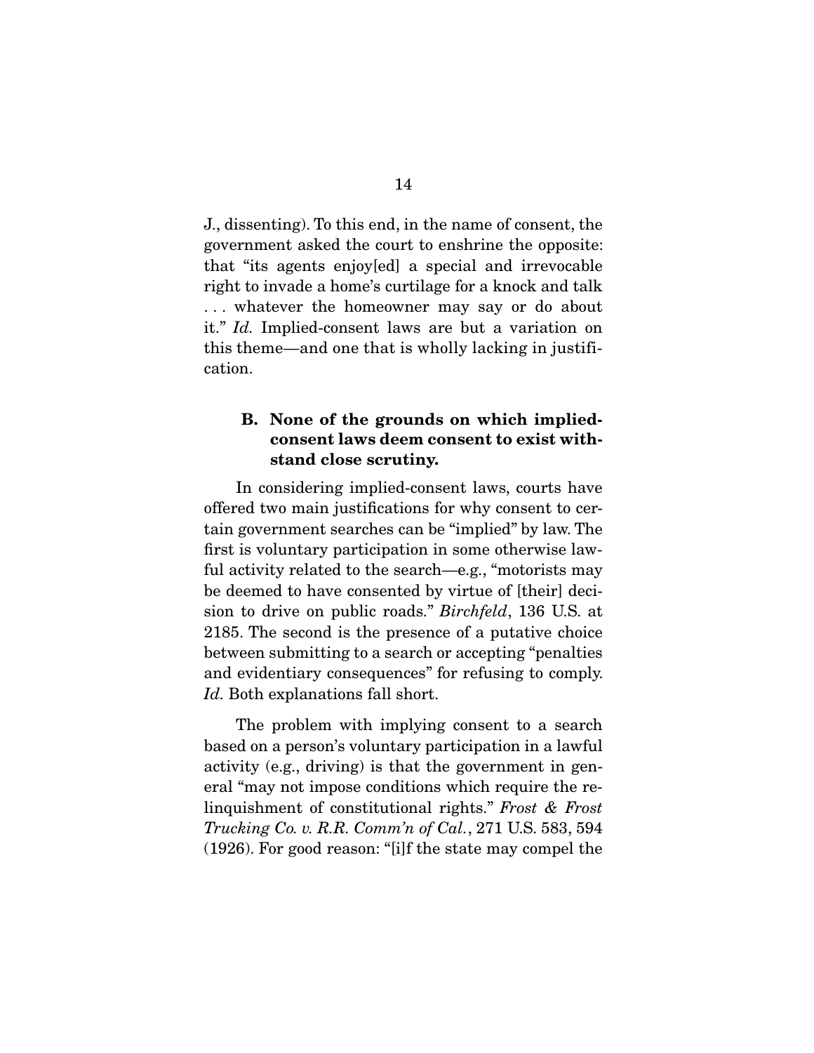J., dissenting). To this end, in the name of consent, the government asked the court to enshrine the opposite: that "its agents enjoy[ed] a special and irrevocable right to invade a home's curtilage for a knock and talk . . . whatever the homeowner may say or do about it." *Id.* Implied-consent laws are but a variation on this theme—and one that is wholly lacking in justification.

### B. None of the grounds on which implied-consent laws deem consent to exist withstand close scrutiny.

In considering implied-consent laws, courts have offered two main justifications for why consent to certain government searches can be "implied" by law. The first is voluntary participation in some otherwise lawful activity related to the search—e.g., "motorists may be deemed to have consented by virtue of [their] decision to drive on public roads." *Birchfeld*, 136 U.S. at 2185. The second is the presence of a putative choice between submitting to a search or accepting "penalties and evidentiary consequences" for refusing to comply. *Id.* Both explanations fall short.

The problem with implying consent to a search based on a person's voluntary participation in a lawful activity (e.g., driving) is that the government in general "may not impose conditions which require the relinquishment of constitutional rights." *Frost & Frost Trucking Co. v. R.R. Comm'n of Cal.*, 271 U.S. 583, 594 (1926). For good reason: "[i]f the state may compel the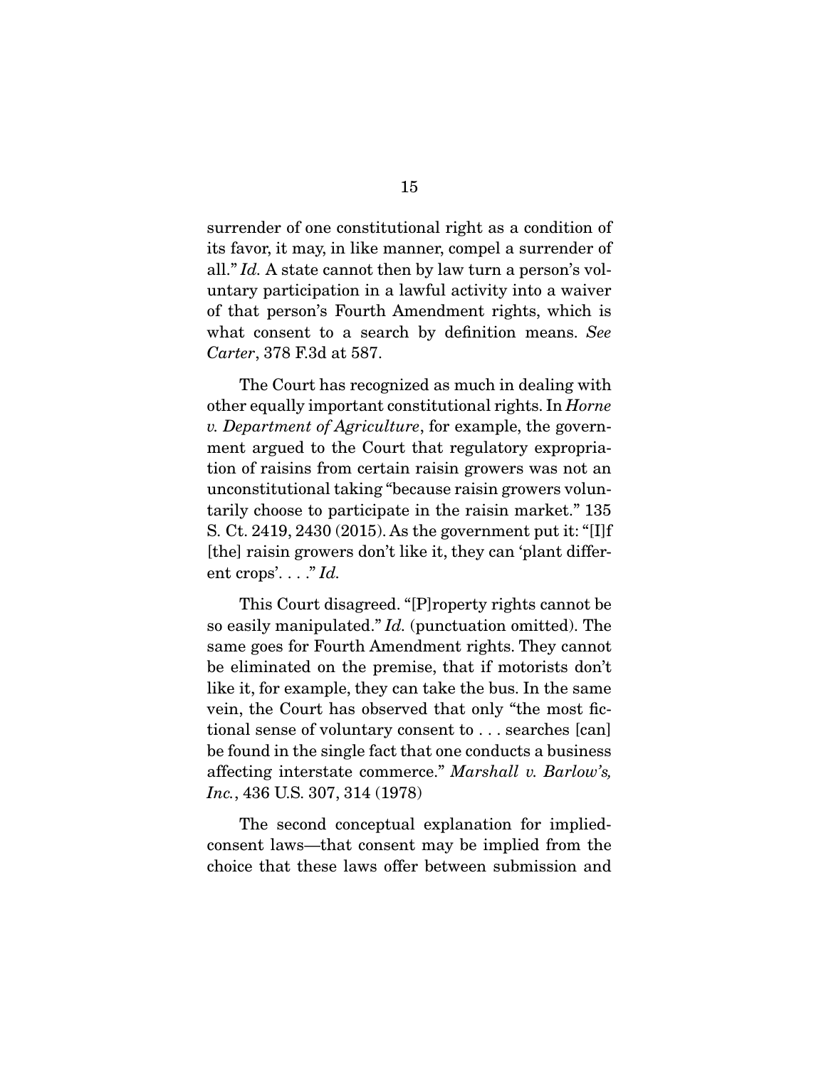surrender of one constitutional right as a condition of its favor, it may, in like manner, compel a surrender of all." *Id.* A state cannot then by law turn a person's voluntary participation in a lawful activity into a waiver of that person's Fourth Amendment rights, which is what consent to a search by definition means. *See Carter*, 378 F.3d at 587.

The Court has recognized as much in dealing with other equally important constitutional rights. In *Horne v. Department of Agriculture*, for example, the government argued to the Court that regulatory expropriation of raisins from certain raisin growers was not an unconstitutional taking "because raisin growers voluntarily choose to participate in the raisin market." 135 S. Ct. 2419, 2430 (2015). As the government put it: "[I]f [the] raisin growers don't like it, they can 'plant different crops'. . . ." *Id.*

This Court disagreed. "[P]roperty rights cannot be so easily manipulated." *Id.* (punctuation omitted). The same goes for Fourth Amendment rights. They cannot be eliminated on the premise, that if motorists don't like it, for example, they can take the bus. In the same vein, the Court has observed that only "the most fictional sense of voluntary consent to . . . searches [can] be found in the single fact that one conducts a business affecting interstate commerce." *Marshall v. Barlow's, Inc.*, 436 U.S. 307, 314 (1978)

The second conceptual explanation for implied-consent laws—that consent may be implied from the choice that these laws offer between submission and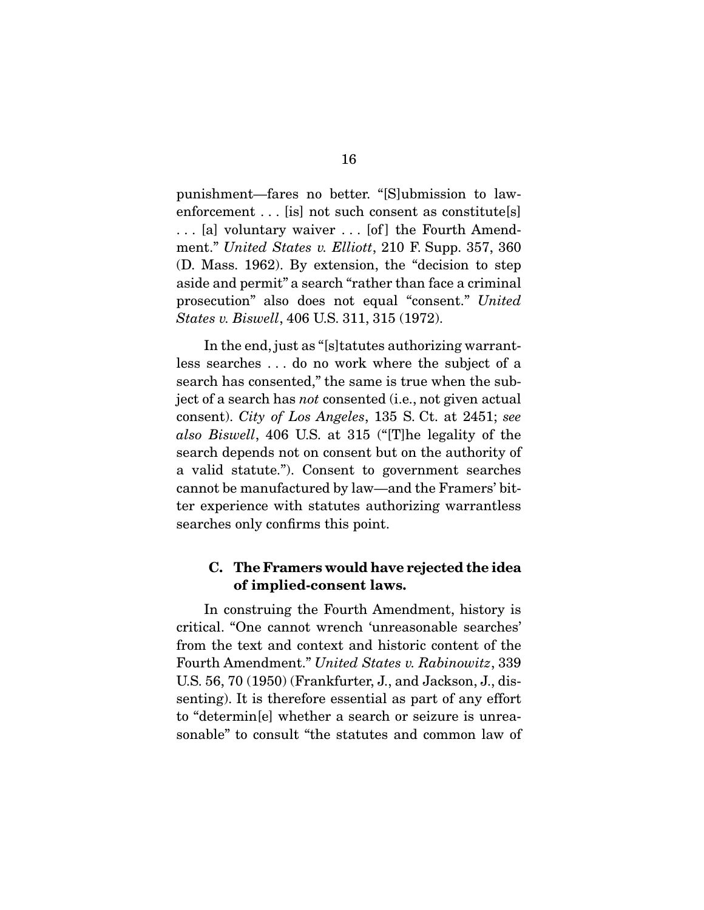punishment—fares no better. "[S]ubmission to law-enforcement . . . [is] not such consent as constitute[s] . . . [a] voluntary waiver . . . [of] the Fourth Amendment." *United States v. Elliott*, 210 F. Supp. 357, 360 (D. Mass. 1962). By extension, the "decision to step aside and permit" a search "rather than face a criminal prosecution" also does not equal "consent." *United States v. Biswell*, 406 U.S. 311, 315 (1972).

In the end, just as "[s]tatutes authorizing warrantless searches . . . do no work where the subject of a search has consented," the same is true when the subject of a search has *not* consented (i.e., not given actual consent). *City of Los Angeles*, 135 S. Ct. at 2451; *see also Biswell*, 406 U.S. at 315 ("[T]he legality of the search depends not on consent but on the authority of a valid statute."). Consent to government searches cannot be manufactured by law—and the Framers' bitter experience with statutes authorizing warrantless searches only confirms this point.

### C. The Framers would have rejected the idea of implied-consent laws.

In construing the Fourth Amendment, history is critical. "One cannot wrench 'unreasonable searches' from the text and context and historic content of the Fourth Amendment." *United States v. Rabinowitz*, 339 U.S. 56, 70 (1950) (Frankfurter, J., and Jackson, J., dissenting). It is therefore essential as part of any effort to "determin[e] whether a search or seizure is unreasonable" to consult "the statutes and common law of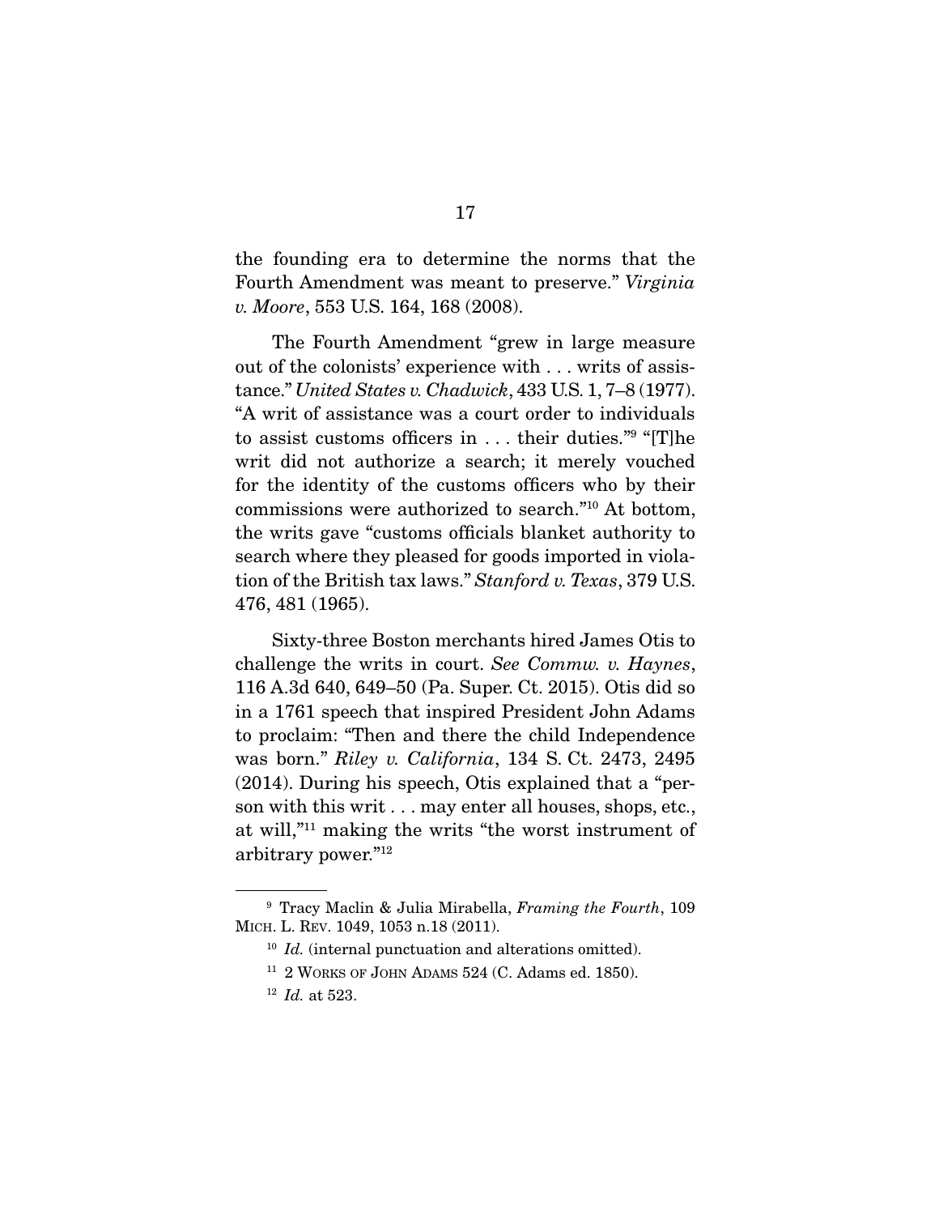the founding era to determine the norms that the Fourth Amendment was meant to preserve." *Virginia v. Moore*, 553 U.S. 164, 168 (2008).

The Fourth Amendment "grew in large measure out of the colonists' experience with . . . writs of assistance." *United States v. Chadwick*, 433 U.S. 1, 7–8 (1977). "A writ of assistance was a court order to individuals to assist customs officers in . . . their duties."[9] "[T]he writ did not authorize a search; it merely vouched for the identity of the customs officers who by their commissions were authorized to search."[10] At bottom, the writs gave "customs officials blanket authority to search where they pleased for goods imported in violation of the British tax laws." *Stanford v. Texas*, 379 U.S. 476, 481 (1965).

Sixty-three Boston merchants hired James Otis to challenge the writs in court. *See Commw. v. Haynes*, 116 A.3d 640, 649–50 (Pa. Super. Ct. 2015). Otis did so in a 1761 speech that inspired President John Adams to proclaim: "Then and there the child Independence was born." *Riley v. California*, 134 S. Ct. 2473, 2495 (2014). During his speech, Otis explained that a "person with this writ . . . may enter all houses, shops, etc., at will,"[11] making the writs "the worst instrument of arbitrary power."[12]

---

[9] Tracy Maclin & Julia Mirabella, *Framing the Fourth*, 109 MICH. L. REV. 1049, 1053 n.18 (2011).

[10] *Id.* (internal punctuation and alterations omitted).

[11] 2 WORKS OF JOHN ADAMS 524 (C. Adams ed. 1850).

[12] *Id.* at 523.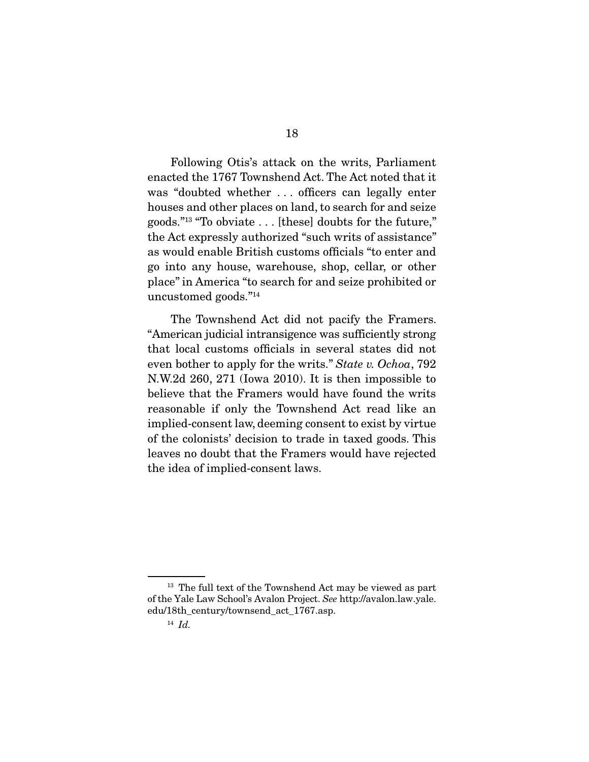Following Otis's attack on the writs, Parliament enacted the 1767 Townshend Act. The Act noted that it was "doubted whether . . . officers can legally enter houses and other places on land, to search for and seize goods."[13] "To obviate . . . [these] doubts for the future," the Act expressly authorized "such writs of assistance" as would enable British customs officials "to enter and go into any house, warehouse, shop, cellar, or other place" in America "to search for and seize prohibited or uncustomed goods."[14]

The Townshend Act did not pacify the Framers. "American judicial intransigence was sufficiently strong that local customs officials in several states did not even bother to apply for the writs." *State v. Ochoa*, 792 N.W.2d 260, 271 (Iowa 2010). It is then impossible to believe that the Framers would have found the writs reasonable if only the Townshend Act read like an implied-consent law, deeming consent to exist by virtue of the colonists' decision to trade in taxed goods. This leaves no doubt that the Framers would have rejected the idea of implied-consent laws.

---

[13] The full text of the Townshend Act may be viewed as part of the Yale Law School's Avalon Project. *See* http://avalon.law.yale.edu/18th_century/townsend_act_1767.asp.

[14] *Id.*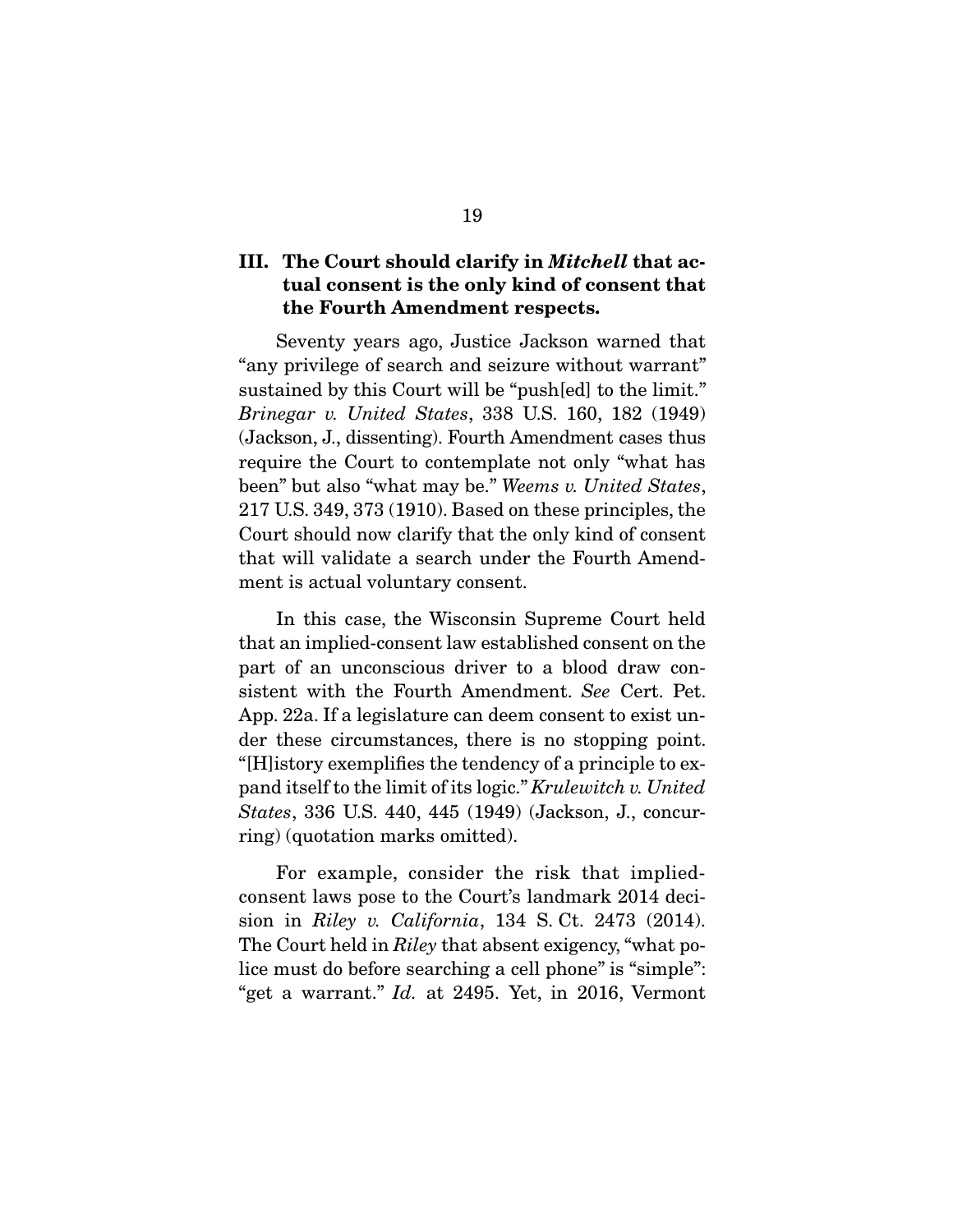### III. The Court should clarify in *Mitchell* that actual consent is the only kind of consent that the Fourth Amendment respects.

Seventy years ago, Justice Jackson warned that "any privilege of search and seizure without warrant" sustained by this Court will be "push[ed] to the limit." *Brinegar v. United States*, 338 U.S. 160, 182 (1949) (Jackson, J., dissenting). Fourth Amendment cases thus require the Court to contemplate not only "what has been" but also "what may be." *Weems v. United States*, 217 U.S. 349, 373 (1910). Based on these principles, the Court should now clarify that the only kind of consent that will validate a search under the Fourth Amendment is actual voluntary consent.

In this case, the Wisconsin Supreme Court held that an implied-consent law established consent on the part of an unconscious driver to a blood draw consistent with the Fourth Amendment. *See* Cert. Pet. App. 22a. If a legislature can deem consent to exist under these circumstances, there is no stopping point. "[H]istory exemplifies the tendency of a principle to expand itself to the limit of its logic." *Krulewitch v. United States*, 336 U.S. 440, 445 (1949) (Jackson, J., concurring) (quotation marks omitted).

For example, consider the risk that implied-consent laws pose to the Court's landmark 2014 decision in *Riley v. California*, 134 S. Ct. 2473 (2014). The Court held in *Riley* that absent exigency, "what police must do before searching a cell phone" is "simple": "get a warrant." *Id.* at 2495. Yet, in 2016, Vermont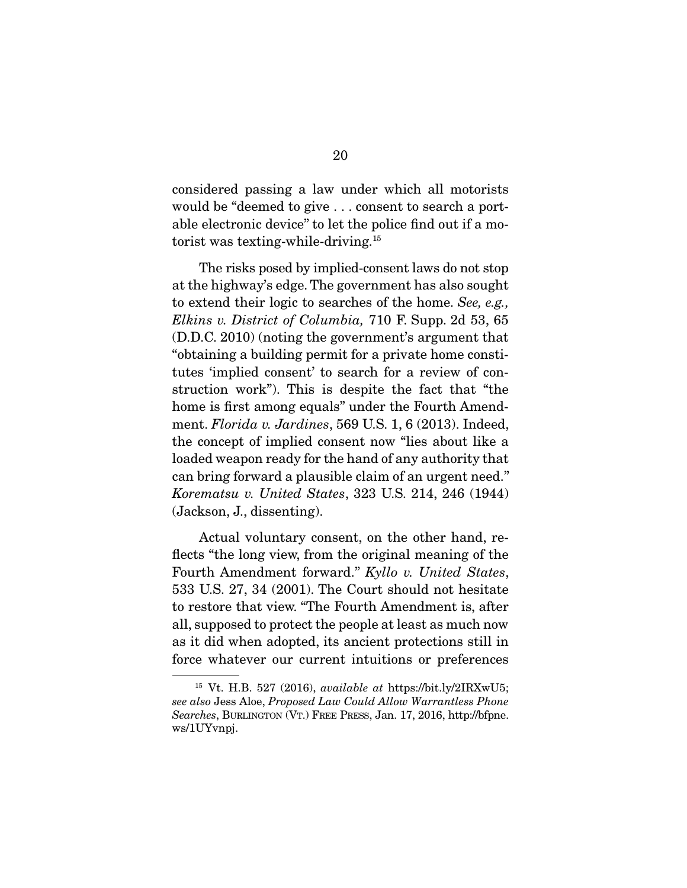considered passing a law under which all motorists would be "deemed to give . . . consent to search a portable electronic device" to let the police find out if a motorist was texting-while-driving.[15]

The risks posed by implied-consent laws do not stop at the highway's edge. The government has also sought to extend their logic to searches of the home. *See, e.g., Elkins v. District of Columbia,* 710 F. Supp. 2d 53, 65 (D.D.C. 2010) (noting the government's argument that "obtaining a building permit for a private home constitutes 'implied consent' to search for a review of construction work"). This is despite the fact that "the home is first among equals" under the Fourth Amendment. *Florida v. Jardines*, 569 U.S. 1, 6 (2013). Indeed, the concept of implied consent now "lies about like a loaded weapon ready for the hand of any authority that can bring forward a plausible claim of an urgent need." *Korematsu v. United States*, 323 U.S. 214, 246 (1944) (Jackson, J., dissenting).

Actual voluntary consent, on the other hand, reflects "the long view, from the original meaning of the Fourth Amendment forward." *Kyllo v. United States*, 533 U.S. 27, 34 (2001). The Court should not hesitate to restore that view. "The Fourth Amendment is, after all, supposed to protect the people at least as much now as it did when adopted, its ancient protections still in force whatever our current intuitions or preferences

---

[15] Vt. H.B. 527 (2016), *available at* https://bit.ly/2IRXwU5; *see also* Jess Aloe, *Proposed Law Could Allow Warrantless Phone Searches*, BURLINGTON (VT.) FREE PRESS, Jan. 17, 2016, http://bfpne.ws/1UYvnpj.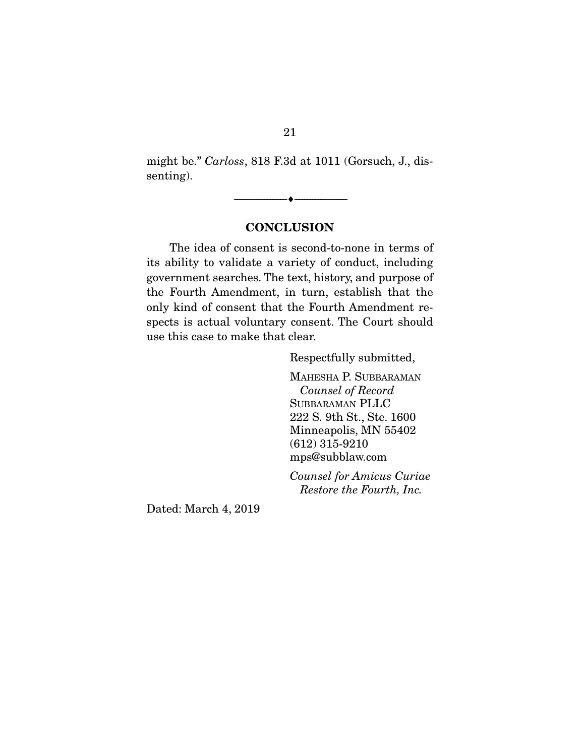might be." *Carloss*, 818 F.3d at 1011 (Gorsuch, J., dissenting).

---

## CONCLUSION

The idea of consent is second-to-none in terms of its ability to validate a variety of conduct, including government searches. The text, history, and purpose of the Fourth Amendment, in turn, establish that the only kind of consent that the Fourth Amendment respects is actual voluntary consent. The Court should use this case to make that clear.

Respectfully submitted,

MAHESHA P. SUBBARAMAN
*Counsel of Record*
SUBBARAMAN PLLC
222 S. 9th St., Ste. 1600
Minneapolis, MN 55402
(612) 315-9210
mps@subblaw.com

*Counsel for Amicus Curiae Restore the Fourth, Inc.*

Dated: March 4, 2019